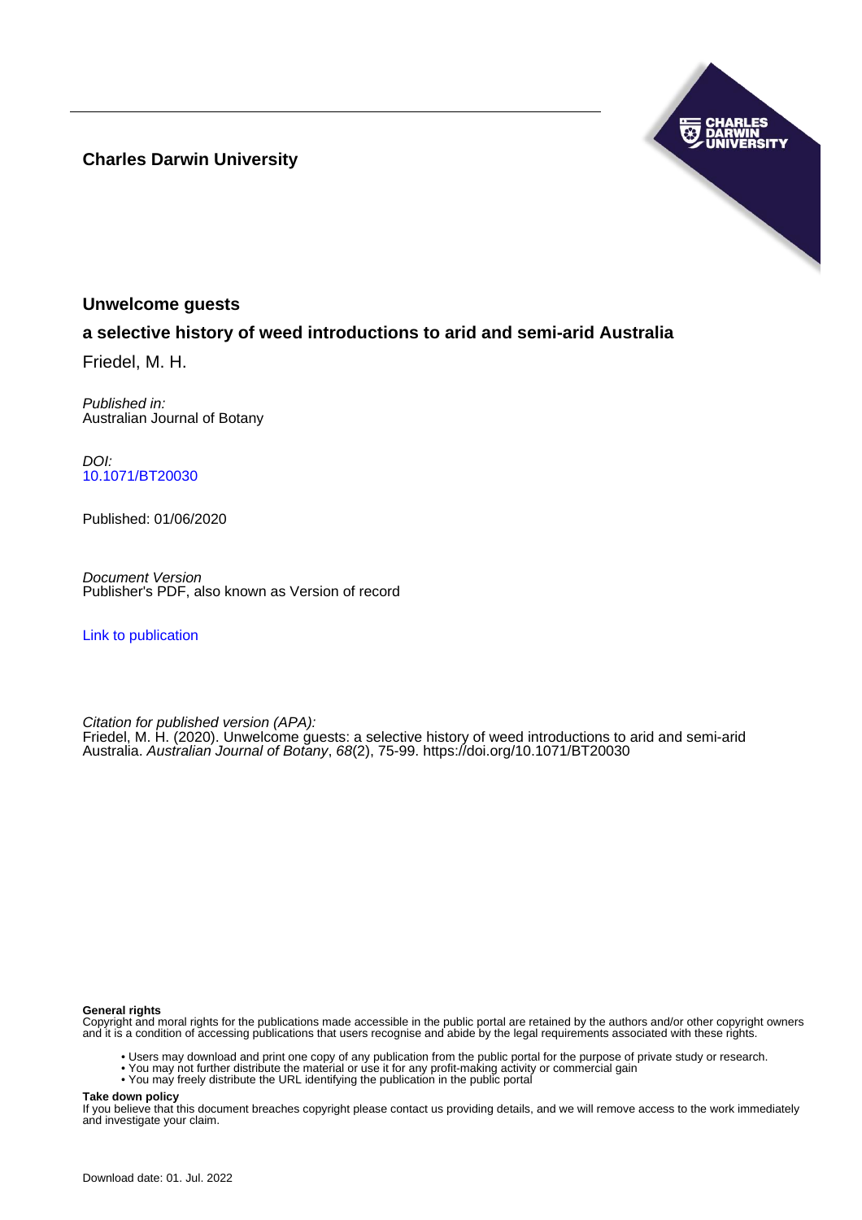**Charles Darwin University**

## Unwelcome guests

### a selective history of weed introductions to arid and semi-arid Australia

Friedel, M. H.

*Published in:*
Australian Journal of Botany

*DOI:*
10.1071/BT20030

Published: 01/06/2020

*Document Version*
Publisher's PDF, also known as Version of record

Link to publication

*Citation for published version (APA):*
Friedel, M. H. (2020). Unwelcome guests: a selective history of weed introductions to arid and semi-arid Australia. *Australian Journal of Botany*, *68*(2), 75-99. https://doi.org/10.1071/BT20030

**General rights**
Copyright and moral rights for the publications made accessible in the public portal are retained by the authors and/or other copyright owners and it is a condition of accessing publications that users recognise and abide by the legal requirements associated with these rights.

- Users may download and print one copy of any publication from the public portal for the purpose of private study or research.
- You may not further distribute the material or use it for any profit-making activity or commercial gain
- You may freely distribute the URL identifying the publication in the public portal

**Take down policy**
If you believe that this document breaches copyright please contact us providing details, and we will remove access to the work immediately and investigate your claim.

Download date: 01. Jul. 2022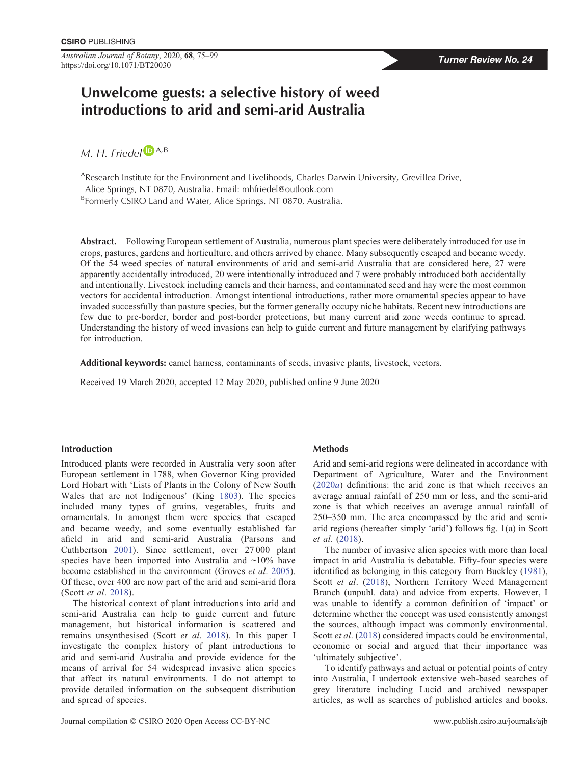CSIRO PUBLISHING

*Australian Journal of Botany*, 2020, **68**, 75–99
https://doi.org/10.1071/BT20030

***Turner Review No. 24***

# Unwelcome guests: a selective history of weed introductions to arid and semi-arid Australia

*M. H. Friedel*[A,B]

[A]Research Institute for the Environment and Livelihoods, Charles Darwin University, Grevillea Drive, Alice Springs, NT 0870, Australia. Email: mhfriedel@outlook.com
[B]Formerly CSIRO Land and Water, Alice Springs, NT 0870, Australia.

**Abstract.** Following European settlement of Australia, numerous plant species were deliberately introduced for use in crops, pastures, gardens and horticulture, and others arrived by chance. Many subsequently escaped and became weedy. Of the 54 weed species of natural environments of arid and semi-arid Australia that are considered here, 27 were apparently accidentally introduced, 20 were intentionally introduced and 7 were probably introduced both accidentally and intentionally. Livestock including camels and their harness, and contaminated seed and hay were the most common vectors for accidental introduction. Amongst intentional introductions, rather more ornamental species appear to have invaded successfully than pasture species, but the former generally occupy niche habitats. Recent new introductions are few due to pre-border, border and post-border protections, but many current arid zone weeds continue to spread. Understanding the history of weed invasions can help to guide current and future management by clarifying pathways for introduction.

**Additional keywords:** camel harness, contaminants of seeds, invasive plants, livestock, vectors.

Received 19 March 2020, accepted 12 May 2020, published online 9 June 2020

## Introduction

Introduced plants were recorded in Australia very soon after European settlement in 1788, when Governor King provided Lord Hobart with 'Lists of Plants in the Colony of New South Wales that are not Indigenous' (King 1803). The species included many types of grains, vegetables, fruits and ornamentals. In amongst them were species that escaped and became weedy, and some eventually established far afield in arid and semi-arid Australia (Parsons and Cuthbertson 2001). Since settlement, over 27 000 plant species have been imported into Australia and ~10% have become established in the environment (Groves *et al*. 2005). Of these, over 400 are now part of the arid and semi-arid flora (Scott *et al*. 2018).

The historical context of plant introductions into arid and semi-arid Australia can help to guide current and future management, but historical information is scattered and remains unsynthesised (Scott *et al*. 2018). In this paper I investigate the complex history of plant introductions to arid and semi-arid Australia and provide evidence for the means of arrival for 54 widespread invasive alien species that affect its natural environments. I do not attempt to provide detailed information on the subsequent distribution and spread of species.

## Methods

Arid and semi-arid regions were delineated in accordance with Department of Agriculture, Water and the Environment (2020*a*) definitions: the arid zone is that which receives an average annual rainfall of 250 mm or less, and the semi-arid zone is that which receives an average annual rainfall of 250–350 mm. The area encompassed by the arid and semi-arid regions (hereafter simply 'arid') follows fig. 1(a) in Scott *et al*. (2018).

The number of invasive alien species with more than local impact in arid Australia is debatable. Fifty-four species were identified as belonging in this category from Buckley (1981), Scott *et al*. (2018), Northern Territory Weed Management Branch (unpubl. data) and advice from experts. However, I was unable to identify a common definition of 'impact' or determine whether the concept was used consistently amongst the sources, although impact was commonly environmental. Scott *et al*. (2018) considered impacts could be environmental, economic or social and argued that their importance was 'ultimately subjective'.

To identify pathways and actual or potential points of entry into Australia, I undertook extensive web-based searches of grey literature including Lucid and archived newspaper articles, as well as searches of published articles and books.

Journal compilation © CSIRO 2020 Open Access CC-BY-NC

www.publish.csiro.au/journals/ajb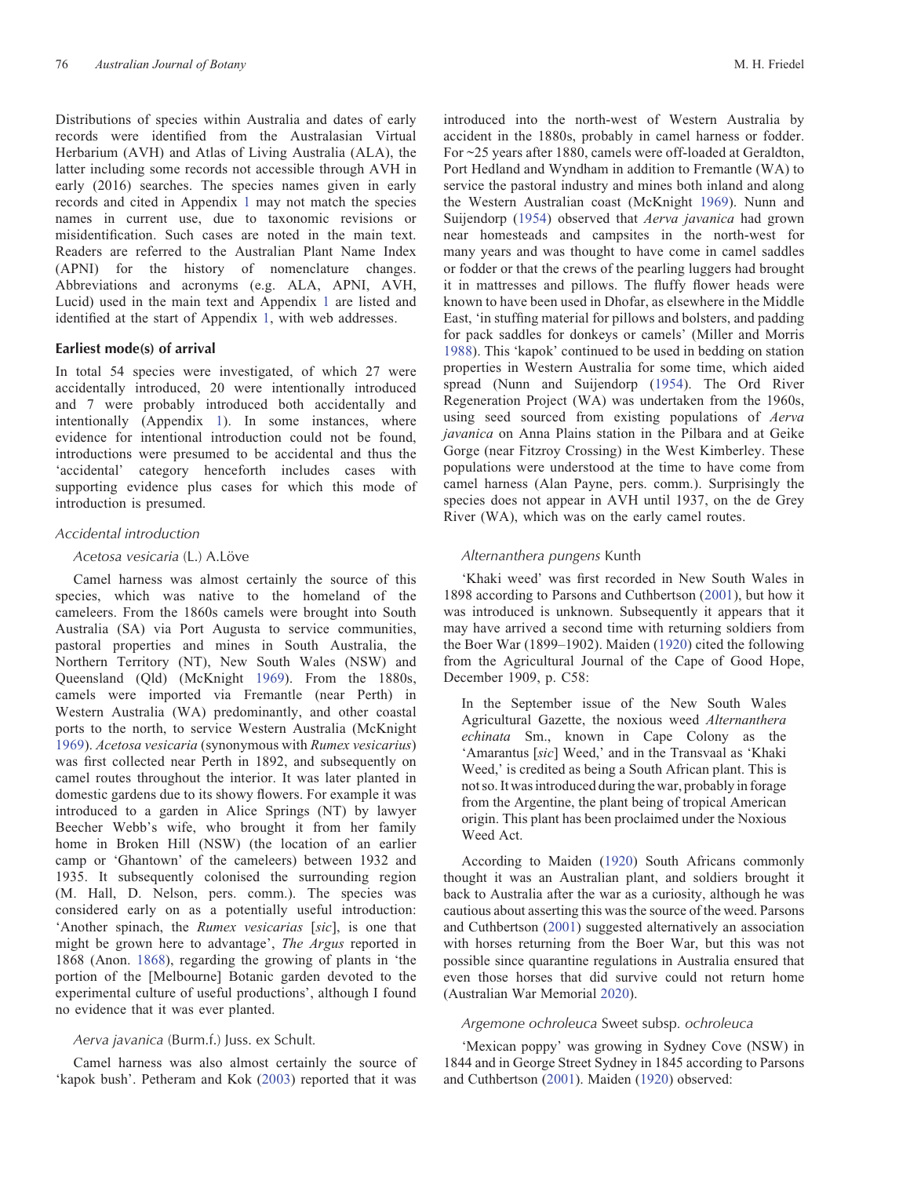Distributions of species within Australia and dates of early records were identified from the Australasian Virtual Herbarium (AVH) and Atlas of Living Australia (ALA), the latter including some records not accessible through AVH in early (2016) searches. The species names given in early records and cited in Appendix 1 may not match the species names in current use, due to taxonomic revisions or misidentification. Such cases are noted in the main text. Readers are referred to the Australian Plant Name Index (APNI) for the history of nomenclature changes. Abbreviations and acronyms (e.g. ALA, APNI, AVH, Lucid) used in the main text and Appendix 1 are listed and identified at the start of Appendix 1, with web addresses.

## Earliest mode(s) of arrival

In total 54 species were investigated, of which 27 were accidentally introduced, 20 were intentionally introduced and 7 were probably introduced both accidentally and intentionally (Appendix 1). In some instances, where evidence for intentional introduction could not be found, introductions were presumed to be accidental and thus the 'accidental' category henceforth includes cases with supporting evidence plus cases for which this mode of introduction is presumed.

### *Accidental introduction*

#### *Acetosa vesicaria* (L.) A.Löve

Camel harness was almost certainly the source of this species, which was native to the homeland of the cameleers. From the 1860s camels were brought into South Australia (SA) via Port Augusta to service communities, pastoral properties and mines in South Australia, the Northern Territory (NT), New South Wales (NSW) and Queensland (Qld) (McKnight 1969). From the 1880s, camels were imported via Fremantle (near Perth) in Western Australia (WA) predominantly, and other coastal ports to the north, to service Western Australia (McKnight 1969). *Acetosa vesicaria* (synonymous with *Rumex vesicarius*) was first collected near Perth in 1892, and subsequently on camel routes throughout the interior. It was later planted in domestic gardens due to its showy flowers. For example it was introduced to a garden in Alice Springs (NT) by lawyer Beecher Webb's wife, who brought it from her family home in Broken Hill (NSW) (the location of an earlier camp or 'Ghantown' of the cameleers) between 1932 and 1935. It subsequently colonised the surrounding region (M. Hall, D. Nelson, pers. comm.). The species was considered early on as a potentially useful introduction: 'Another spinach, the *Rumex vesicarias* [*sic*], is one that might be grown here to advantage', *The Argus* reported in 1868 (Anon. 1868), regarding the growing of plants in 'the portion of the [Melbourne] Botanic garden devoted to the experimental culture of useful productions', although I found no evidence that it was ever planted.

#### *Aerva javanica* (Burm.f.) Juss. ex Schult.

Camel harness was also almost certainly the source of 'kapok bush'. Petheram and Kok (2003) reported that it was introduced into the north-west of Western Australia by accident in the 1880s, probably in camel harness or fodder. For ~25 years after 1880, camels were off-loaded at Geraldton, Port Hedland and Wyndham in addition to Fremantle (WA) to service the pastoral industry and mines both inland and along the Western Australian coast (McKnight 1969). Nunn and Suijendorp (1954) observed that *Aerva javanica* had grown near homesteads and campsites in the north-west for many years and was thought to have come in camel saddles or fodder or that the crews of the pearling luggers had brought it in mattresses and pillows. The fluffy flower heads were known to have been used in Dhofar, as elsewhere in the Middle East, 'in stuffing material for pillows and bolsters, and padding for pack saddles for donkeys or camels' (Miller and Morris 1988). This 'kapok' continued to be used in bedding on station properties in Western Australia for some time, which aided spread (Nunn and Suijendorp (1954). The Ord River Regeneration Project (WA) was undertaken from the 1960s, using seed sourced from existing populations of *Aerva javanica* on Anna Plains station in the Pilbara and at Geike Gorge (near Fitzroy Crossing) in the West Kimberley. These populations were understood at the time to have come from camel harness (Alan Payne, pers. comm.). Surprisingly the species does not appear in AVH until 1937, on the de Grey River (WA), which was on the early camel routes.

#### *Alternanthera pungens* Kunth

'Khaki weed' was first recorded in New South Wales in 1898 according to Parsons and Cuthbertson (2001), but how it was introduced is unknown. Subsequently it appears that it may have arrived a second time with returning soldiers from the Boer War (1899–1902). Maiden (1920) cited the following from the Agricultural Journal of the Cape of Good Hope, December 1909, p. C58:

> In the September issue of the New South Wales Agricultural Gazette, the noxious weed *Alternanthera echinata* Sm., known in Cape Colony as the 'Amarantus [*sic*] Weed,' and in the Transvaal as 'Khaki Weed,' is credited as being a South African plant. This is not so. It was introduced during the war, probably in forage from the Argentine, the plant being of tropical American origin. This plant has been proclaimed under the Noxious Weed Act.

According to Maiden (1920) South Africans commonly thought it was an Australian plant, and soldiers brought it back to Australia after the war as a curiosity, although he was cautious about asserting this was the source of the weed. Parsons and Cuthbertson (2001) suggested alternatively an association with horses returning from the Boer War, but this was not possible since quarantine regulations in Australia ensured that even those horses that did survive could not return home (Australian War Memorial 2020).

#### *Argemone ochroleuca* Sweet subsp. *ochroleuca*

'Mexican poppy' was growing in Sydney Cove (NSW) in 1844 and in George Street Sydney in 1845 according to Parsons and Cuthbertson (2001). Maiden (1920) observed: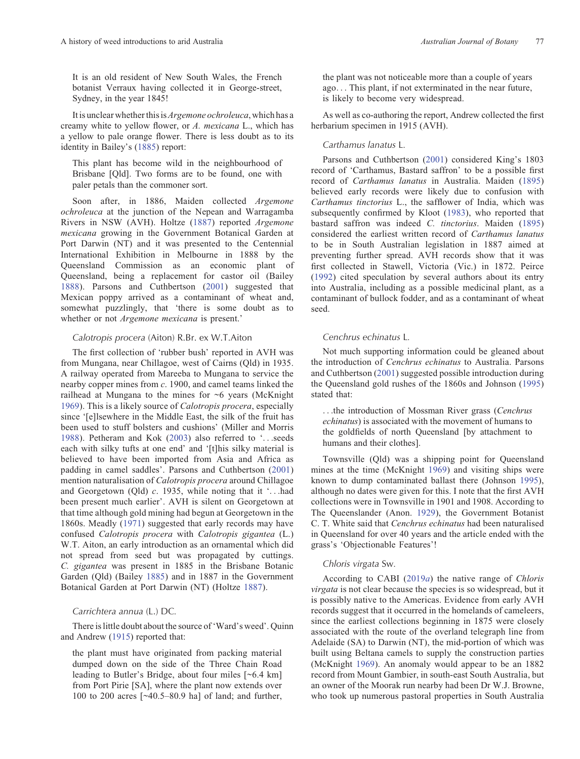> It is an old resident of New South Wales, the French botanist Verraux having collected it in George-street, Sydney, in the year 1845!

It is unclear whether this is *Argemone ochroleuca*, which has a creamy white to yellow flower, or *A. mexicana* L., which has a yellow to pale orange flower. There is less doubt as to its identity in Bailey's (1885) report:

> This plant has become wild in the neighbourhood of Brisbane [Qld]. Two forms are to be found, one with paler petals than the commoner sort.

Soon after, in 1886, Maiden collected *Argemone ochroleuca* at the junction of the Nepean and Warragamba Rivers in NSW (AVH). Holtze (1887) reported *Argemone mexicana* growing in the Government Botanical Garden at Port Darwin (NT) and it was presented to the Centennial International Exhibition in Melbourne in 1888 by the Queensland Commission as an economic plant of Queensland, being a replacement for castor oil (Bailey 1888). Parsons and Cuthbertson (2001) suggested that Mexican poppy arrived as a contaminant of wheat and, somewhat puzzlingly, that 'there is some doubt as to whether or not *Argemone mexicana* is present.'

### *Calotropis procera* (Aiton) R.Br. ex W.T.Aiton

The first collection of 'rubber bush' reported in AVH was from Mungana, near Chillagoe, west of Cairns (Qld) in 1935. A railway operated from Mareeba to Mungana to service the nearby copper mines from *c.* 1900, and camel teams linked the railhead at Mungana to the mines for ~6 years (McKnight 1969). This is a likely source of *Calotropis procera*, especially since '[e]lsewhere in the Middle East, the silk of the fruit has been used to stuff bolsters and cushions' (Miller and Morris 1988). Petheram and Kok (2003) also referred to '…seeds each with silky tufts at one end' and '[t]his silky material is believed to have been imported from Asia and Africa as padding in camel saddles'. Parsons and Cuthbertson (2001) mention naturalisation of *Calotropis procera* around Chillagoe and Georgetown (Qld) *c.* 1935, while noting that it '…had been present much earlier'. AVH is silent on Georgetown at that time although gold mining had begun at Georgetown in the 1860s. Meadly (1971) suggested that early records may have confused *Calotropis procera* with *Calotropis gigantea* (L.) W.T. Aiton, an early introduction as an ornamental which did not spread from seed but was propagated by cuttings. *C. gigantea* was present in 1885 in the Brisbane Botanic Garden (Qld) (Bailey 1885) and in 1887 in the Government Botanical Garden at Port Darwin (NT) (Holtze 1887).

### *Carrichtera annua* (L.) DC.

There is little doubt about the source of 'Ward's weed'. Quinn and Andrew (1915) reported that:

> the plant must have originated from packing material dumped down on the side of the Three Chain Road leading to Butler's Bridge, about four miles [~6.4 km] from Port Pirie [SA], where the plant now extends over 100 to 200 acres [~40.5–80.9 ha] of land; and further, the plant was not noticeable more than a couple of years ago… This plant, if not exterminated in the near future, is likely to become very widespread.

As well as co-authoring the report, Andrew collected the first herbarium specimen in 1915 (AVH).

### *Carthamus lanatus* L.

Parsons and Cuthbertson (2001) considered King's 1803 record of 'Carthamus, Bastard saffron' to be a possible first record of *Carthamus lanatus* in Australia. Maiden (1895) believed early records were likely due to confusion with *Carthamus tinctorius* L., the safflower of India, which was subsequently confirmed by Kloot (1983), who reported that bastard saffron was indeed *C. tinctorius*. Maiden (1895) considered the earliest written record of *Carthamus lanatus* to be in South Australian legislation in 1887 aimed at preventing further spread. AVH records show that it was first collected in Stawell, Victoria (Vic.) in 1872. Peirce (1992) cited speculation by several authors about its entry into Australia, including as a possible medicinal plant, as a contaminant of bullock fodder, and as a contaminant of wheat seed.

### *Cenchrus echinatus* L.

Not much supporting information could be gleaned about the introduction of *Cenchrus echinatus* to Australia. Parsons and Cuthbertson (2001) suggested possible introduction during the Queensland gold rushes of the 1860s and Johnson (1995) stated that:

> …the introduction of Mossman River grass (*Cenchrus echinatus*) is associated with the movement of humans to the goldfields of north Queensland [by attachment to humans and their clothes].

Townsville (Qld) was a shipping point for Queensland mines at the time (McKnight 1969) and visiting ships were known to dump contaminated ballast there (Johnson 1995), although no dates were given for this. I note that the first AVH collections were in Townsville in 1901 and 1908. According to The Queenslander (Anon. 1929), the Government Botanist C. T. White said that *Cenchrus echinatus* had been naturalised in Queensland for over 40 years and the article ended with the grass's 'Objectionable Features'!

### *Chloris virgata* Sw.

According to CABI (2019*a*) the native range of *Chloris virgata* is not clear because the species is so widespread, but it is possibly native to the Americas. Evidence from early AVH records suggest that it occurred in the homelands of cameleers, since the earliest collections beginning in 1875 were closely associated with the route of the overland telegraph line from Adelaide (SA) to Darwin (NT), the mid-portion of which was built using Beltana camels to supply the construction parties (McKnight 1969). An anomaly would appear to be an 1882 record from Mount Gambier, in south-east South Australia, but an owner of the Moorak run nearby had been Dr W.J. Browne, who took up numerous pastoral properties in South Australia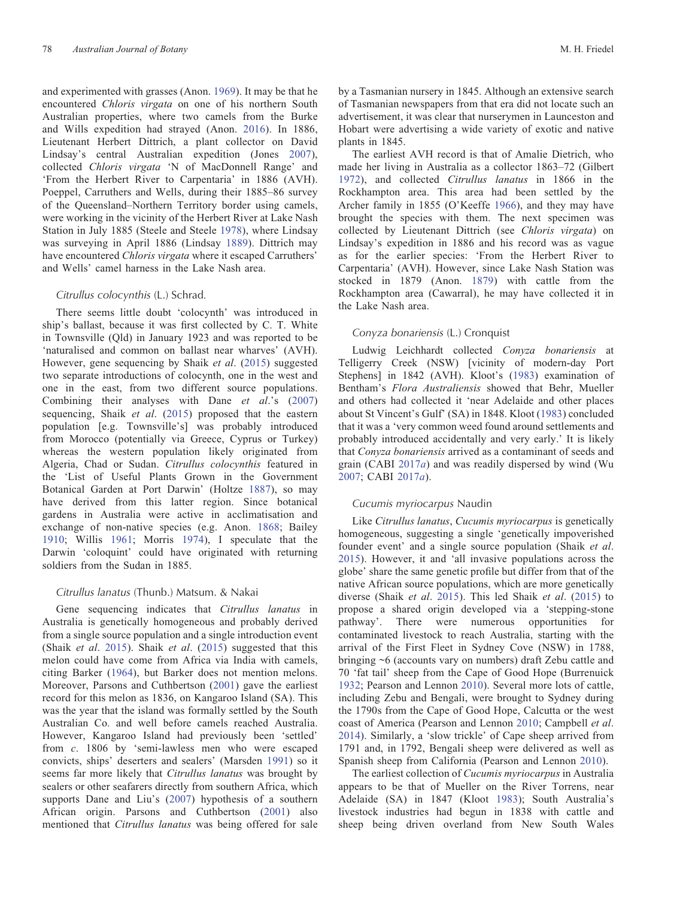and experimented with grasses (Anon. 1969). It may be that he encountered *Chloris virgata* on one of his northern South Australian properties, where two camels from the Burke and Wills expedition had strayed (Anon. 2016). In 1886, Lieutenant Herbert Dittrich, a plant collector on David Lindsay's central Australian expedition (Jones 2007), collected *Chloris virgata* 'N of MacDonnell Range' and 'From the Herbert River to Carpentaria' in 1886 (AVH). Poeppel, Carruthers and Wells, during their 1885–86 survey of the Queensland–Northern Territory border using camels, were working in the vicinity of the Herbert River at Lake Nash Station in July 1885 (Steele and Steele 1978), where Lindsay was surveying in April 1886 (Lindsay 1889). Dittrich may have encountered *Chloris virgata* where it escaped Carruthers' and Wells' camel harness in the Lake Nash area.

### *Citrullus colocynthis* (L.) Schrad.

There seems little doubt 'colocynth' was introduced in ship's ballast, because it was first collected by C. T. White in Townsville (Qld) in January 1923 and was reported to be 'naturalised and common on ballast near wharves' (AVH). However, gene sequencing by Shaik *et al*. (2015) suggested two separate introductions of colocynth, one in the west and one in the east, from two different source populations. Combining their analyses with Dane *et al*.'s (2007) sequencing, Shaik *et al*. (2015) proposed that the eastern population [e.g. Townsville's] was probably introduced from Morocco (potentially via Greece, Cyprus or Turkey) whereas the western population likely originated from Algeria, Chad or Sudan. *Citrullus colocynthis* featured in the 'List of Useful Plants Grown in the Government Botanical Garden at Port Darwin' (Holtze 1887), so may have derived from this latter region. Since botanical gardens in Australia were active in acclimatisation and exchange of non-native species (e.g. Anon. 1868; Bailey 1910; Willis 1961; Morris 1974), I speculate that the Darwin 'coloquint' could have originated with returning soldiers from the Sudan in 1885.

### *Citrullus lanatus* (Thunb.) Matsum. & Nakai

Gene sequencing indicates that *Citrullus lanatus* in Australia is genetically homogeneous and probably derived from a single source population and a single introduction event (Shaik *et al*. 2015). Shaik *et al*. (2015) suggested that this melon could have come from Africa via India with camels, citing Barker (1964), but Barker does not mention melons. Moreover, Parsons and Cuthbertson (2001) gave the earliest record for this melon as 1836, on Kangaroo Island (SA). This was the year that the island was formally settled by the South Australian Co. and well before camels reached Australia. However, Kangaroo Island had previously been 'settled' from *c*. 1806 by 'semi-lawless men who were escaped convicts, ships' deserters and sealers' (Marsden 1991) so it seems far more likely that *Citrullus lanatus* was brought by sealers or other seafarers directly from southern Africa, which supports Dane and Liu's (2007) hypothesis of a southern African origin. Parsons and Cuthbertson (2001) also mentioned that *Citrullus lanatus* was being offered for sale by a Tasmanian nursery in 1845. Although an extensive search of Tasmanian newspapers from that era did not locate such an advertisement, it was clear that nurserymen in Launceston and Hobart were advertising a wide variety of exotic and native plants in 1845.

The earliest AVH record is that of Amalie Dietrich, who made her living in Australia as a collector 1863–72 (Gilbert 1972), and collected *Citrullus lanatus* in 1866 in the Rockhampton area. This area had been settled by the Archer family in 1855 (O'Keeffe 1966), and they may have brought the species with them. The next specimen was collected by Lieutenant Dittrich (see *Chloris virgata*) on Lindsay's expedition in 1886 and his record was as vague as for the earlier species: 'From the Herbert River to Carpentaria' (AVH). However, since Lake Nash Station was stocked in 1879 (Anon. 1879) with cattle from the Rockhampton area (Cawarral), he may have collected it in the Lake Nash area.

### *Conyza bonariensis* (L.) Cronquist

Ludwig Leichhardt collected *Conyza bonariensis* at Telligerry Creek (NSW) [vicinity of modern-day Port Stephens] in 1842 (AVH). Kloot's (1983) examination of Bentham's *Flora Australiensis* showed that Behr, Mueller and others had collected it 'near Adelaide and other places about St Vincent's Gulf' (SA) in 1848. Kloot (1983) concluded that it was a 'very common weed found around settlements and probably introduced accidentally and very early.' It is likely that *Conyza bonariensis* arrived as a contaminant of seeds and grain (CABI 2017*a*) and was readily dispersed by wind (Wu 2007; CABI 2017*a*).

### *Cucumis myriocarpus* Naudin

Like *Citrullus lanatus*, *Cucumis myriocarpus* is genetically homogeneous, suggesting a single 'genetically impoverished founder event' and a single source population (Shaik *et al*. 2015). However, it and 'all invasive populations across the globe' share the same genetic profile but differ from that of the native African source populations, which are more genetically diverse (Shaik *et al*. 2015). This led Shaik *et al*. (2015) to propose a shared origin developed via a 'stepping-stone pathway'. There were numerous opportunities for contaminated livestock to reach Australia, starting with the arrival of the First Fleet in Sydney Cove (NSW) in 1788, bringing ~6 (accounts vary on numbers) draft Zebu cattle and 70 'fat tail' sheep from the Cape of Good Hope (Burrenuick 1932; Pearson and Lennon 2010). Several more lots of cattle, including Zebu and Bengali, were brought to Sydney during the 1790s from the Cape of Good Hope, Calcutta or the west coast of America (Pearson and Lennon 2010; Campbell *et al*. 2014). Similarly, a 'slow trickle' of Cape sheep arrived from 1791 and, in 1792, Bengali sheep were delivered as well as Spanish sheep from California (Pearson and Lennon 2010).

The earliest collection of *Cucumis myriocarpus* in Australia appears to be that of Mueller on the River Torrens, near Adelaide (SA) in 1847 (Kloot 1983); South Australia's livestock industries had begun in 1838 with cattle and sheep being driven overland from New South Wales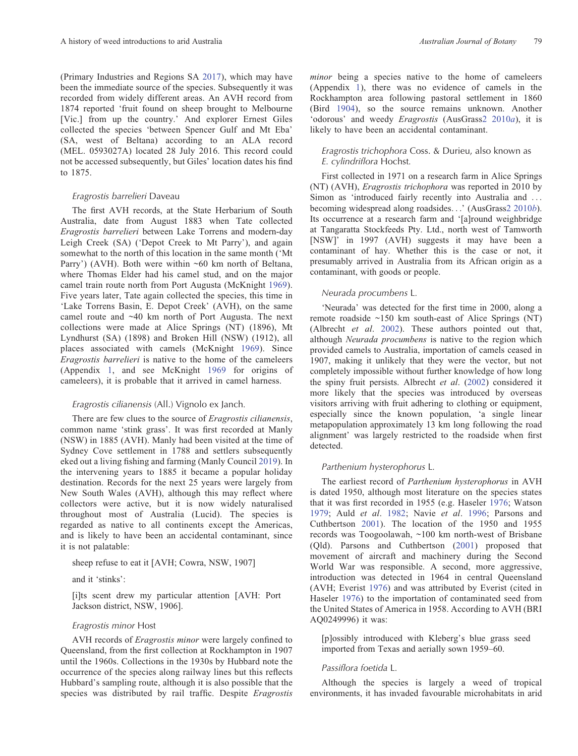(Primary Industries and Regions SA 2017), which may have been the immediate source of the species. Subsequently it was recorded from widely different areas. An AVH record from 1874 reported 'fruit found on sheep brought to Melbourne [Vic.] from up the country.' And explorer Ernest Giles collected the species 'between Spencer Gulf and Mt Eba' (SA, west of Beltana) according to an ALA record (MEL. 0593027A) located 28 July 2016. This record could not be accessed subsequently, but Giles' location dates his find to 1875.

### *Eragrostis barrelieri* Daveau

The first AVH records, at the State Herbarium of South Australia, date from August 1883 when Tate collected *Eragrostis barrelieri* between Lake Torrens and modern-day Leigh Creek (SA) ('Depot Creek to Mt Parry'), and again somewhat to the north of this location in the same month ('Mt Parry') (AVH). Both were within ~60 km north of Beltana, where Thomas Elder had his camel stud, and on the major camel train route north from Port Augusta (McKnight 1969). Five years later, Tate again collected the species, this time in 'Lake Torrens Basin, E. Depot Creek' (AVH), on the same camel route and ~40 km north of Port Augusta. The next collections were made at Alice Springs (NT) (1896), Mt Lyndhurst (SA) (1898) and Broken Hill (NSW) (1912), all places associated with camels (McKnight 1969). Since *Eragrostis barrelieri* is native to the home of the cameleers (Appendix 1, and see McKnight 1969 for origins of cameleers), it is probable that it arrived in camel harness.

### *Eragrostis cilianensis* (All.) Vignolo ex Janch.

There are few clues to the source of *Eragrostis cilianensis*, common name 'stink grass'. It was first recorded at Manly (NSW) in 1885 (AVH). Manly had been visited at the time of Sydney Cove settlement in 1788 and settlers subsequently eked out a living fishing and farming (Manly Council 2019). In the intervening years to 1885 it became a popular holiday destination. Records for the next 25 years were largely from New South Wales (AVH), although this may reflect where collectors were active, but it is now widely naturalised throughout most of Australia (Lucid). The species is regarded as native to all continents except the Americas, and is likely to have been an accidental contaminant, since it is not palatable:

> sheep refuse to eat it [AVH; Cowra, NSW, 1907]

and it 'stinks':

> [i]ts scent drew my particular attention [AVH: Port Jackson district, NSW, 1906].

### *Eragrostis minor* Host

AVH records of *Eragrostis minor* were largely confined to Queensland, from the first collection at Rockhampton in 1907 until the 1960s. Collections in the 1930s by Hubbard note the occurrence of the species along railway lines but this reflects Hubbard's sampling route, although it is also possible that the species was distributed by rail traffic. Despite *Eragrostis minor* being a species native to the home of cameleers (Appendix 1), there was no evidence of camels in the Rockhampton area following pastoral settlement in 1860 (Bird 1904), so the source remains unknown. Another 'odorous' and weedy *Eragrostis* (AusGrass2 2010*a*), it is likely to have been an accidental contaminant.

### *Eragrostis trichophora* Coss. & Durieu, also known as *E. cylindriflora* Hochst.

First collected in 1971 on a research farm in Alice Springs (NT) (AVH), *Eragrostis trichophora* was reported in 2010 by Simon as 'introduced fairly recently into Australia and . . . becoming widespread along roadsides. . .' (AusGrass2 2010*b*). Its occurrence at a research farm and '[a]round weighbridge at Tangaratta Stockfeeds Pty. Ltd., north west of Tamworth [NSW]' in 1997 (AVH) suggests it may have been a contaminant of hay. Whether this is the case or not, it presumably arrived in Australia from its African origin as a contaminant, with goods or people.

### *Neurada procumbens* L.

'Neurada' was detected for the first time in 2000, along a remote roadside ~150 km south-east of Alice Springs (NT) (Albrecht *et al*. 2002). These authors pointed out that, although *Neurada procumbens* is native to the region which provided camels to Australia, importation of camels ceased in 1907, making it unlikely that they were the vector, but not completely impossible without further knowledge of how long the spiny fruit persists. Albrecht *et al*. (2002) considered it more likely that the species was introduced by overseas visitors arriving with fruit adhering to clothing or equipment, especially since the known population, 'a single linear metapopulation approximately 13 km long following the road alignment' was largely restricted to the roadside when first detected.

### *Parthenium hysterophorus* L.

The earliest record of *Parthenium hysterophorus* in AVH is dated 1950, although most literature on the species states that it was first recorded in 1955 (e.g. Haseler 1976; Watson 1979; Auld *et al*. 1982; Navie *et al*. 1996; Parsons and Cuthbertson 2001). The location of the 1950 and 1955 records was Toogoolawah, ~100 km north-west of Brisbane (Qld). Parsons and Cuthbertson (2001) proposed that movement of aircraft and machinery during the Second World War was responsible. A second, more aggressive, introduction was detected in 1964 in central Queensland (AVH; Everist 1976) and was attributed by Everist (cited in Haseler 1976) to the importation of contaminated seed from the United States of America in 1958. According to AVH (BRI AQ0249996) it was:

> [p]ossibly introduced with Kleberg's blue grass seed imported from Texas and aerially sown 1959–60.

### *Passiflora foetida* L.

Although the species is largely a weed of tropical environments, it has invaded favourable microhabitats in arid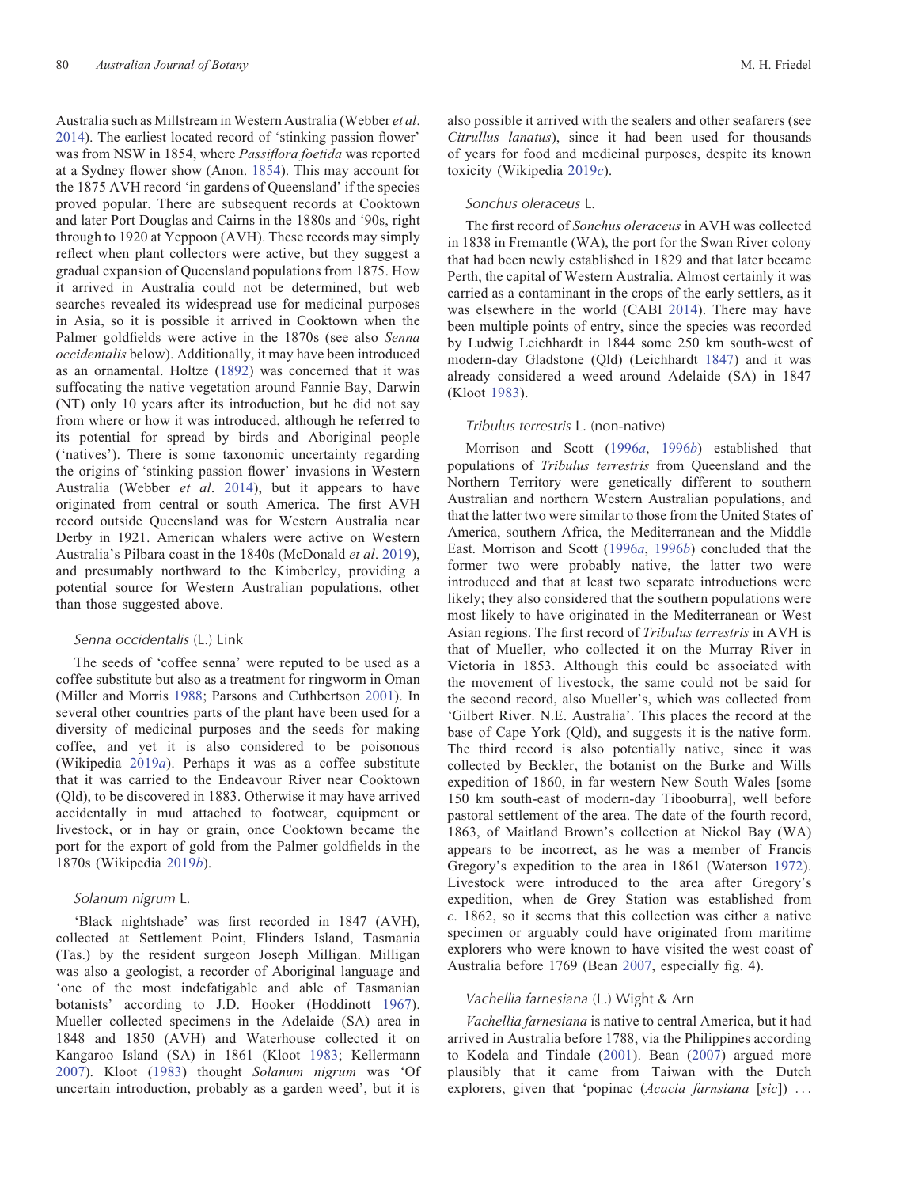Australia such as Millstream in Western Australia (Webber *et al*. 2014). The earliest located record of 'stinking passion flower' was from NSW in 1854, where *Passiflora foetida* was reported at a Sydney flower show (Anon. 1854). This may account for the 1875 AVH record 'in gardens of Queensland' if the species proved popular. There are subsequent records at Cooktown and later Port Douglas and Cairns in the 1880s and '90s, right through to 1920 at Yeppoon (AVH). These records may simply reflect when plant collectors were active, but they suggest a gradual expansion of Queensland populations from 1875. How it arrived in Australia could not be determined, but web searches revealed its widespread use for medicinal purposes in Asia, so it is possible it arrived in Cooktown when the Palmer goldfields were active in the 1870s (see also *Senna occidentalis* below). Additionally, it may have been introduced as an ornamental. Holtze (1892) was concerned that it was suffocating the native vegetation around Fannie Bay, Darwin (NT) only 10 years after its introduction, but he did not say from where or how it was introduced, although he referred to its potential for spread by birds and Aboriginal people ('natives'). There is some taxonomic uncertainty regarding the origins of 'stinking passion flower' invasions in Western Australia (Webber *et al*. 2014), but it appears to have originated from central or south America. The first AVH record outside Queensland was for Western Australia near Derby in 1921. American whalers were active on Western Australia's Pilbara coast in the 1840s (McDonald *et al*. 2019), and presumably northward to the Kimberley, providing a potential source for Western Australian populations, other than those suggested above.

### *Senna occidentalis* (L.) Link

The seeds of 'coffee senna' were reputed to be used as a coffee substitute but also as a treatment for ringworm in Oman (Miller and Morris 1988; Parsons and Cuthbertson 2001). In several other countries parts of the plant have been used for a diversity of medicinal purposes and the seeds for making coffee, and yet it is also considered to be poisonous (Wikipedia 2019*a*). Perhaps it was as a coffee substitute that it was carried to the Endeavour River near Cooktown (Qld), to be discovered in 1883. Otherwise it may have arrived accidentally in mud attached to footwear, equipment or livestock, or in hay or grain, once Cooktown became the port for the export of gold from the Palmer goldfields in the 1870s (Wikipedia 2019*b*).

### *Solanum nigrum* L.

'Black nightshade' was first recorded in 1847 (AVH), collected at Settlement Point, Flinders Island, Tasmania (Tas.) by the resident surgeon Joseph Milligan. Milligan was also a geologist, a recorder of Aboriginal language and 'one of the most indefatigable and able of Tasmanian botanists' according to J.D. Hooker (Hoddinott 1967). Mueller collected specimens in the Adelaide (SA) area in 1848 and 1850 (AVH) and Waterhouse collected it on Kangaroo Island (SA) in 1861 (Kloot 1983; Kellermann 2007). Kloot (1983) thought *Solanum nigrum* was 'Of uncertain introduction, probably as a garden weed', but it is also possible it arrived with the sealers and other seafarers (see *Citrullus lanatus*), since it had been used for thousands of years for food and medicinal purposes, despite its known toxicity (Wikipedia 2019*c*).

### *Sonchus oleraceus* L.

The first record of *Sonchus oleraceus* in AVH was collected in 1838 in Fremantle (WA), the port for the Swan River colony that had been newly established in 1829 and that later became Perth, the capital of Western Australia. Almost certainly it was carried as a contaminant in the crops of the early settlers, as it was elsewhere in the world (CABI 2014). There may have been multiple points of entry, since the species was recorded by Ludwig Leichhardt in 1844 some 250 km south-west of modern-day Gladstone (Qld) (Leichhardt 1847) and it was already considered a weed around Adelaide (SA) in 1847 (Kloot 1983).

### *Tribulus terrestris* L. (non-native)

Morrison and Scott (1996*a*, 1996*b*) established that populations of *Tribulus terrestris* from Queensland and the Northern Territory were genetically different to southern Australian and northern Western Australian populations, and that the latter two were similar to those from the United States of America, southern Africa, the Mediterranean and the Middle East. Morrison and Scott (1996*a*, 1996*b*) concluded that the former two were probably native, the latter two were introduced and that at least two separate introductions were likely; they also considered that the southern populations were most likely to have originated in the Mediterranean or West Asian regions. The first record of *Tribulus terrestris* in AVH is that of Mueller, who collected it on the Murray River in Victoria in 1853. Although this could be associated with the movement of livestock, the same could not be said for the second record, also Mueller's, which was collected from 'Gilbert River. N.E. Australia'. This places the record at the base of Cape York (Qld), and suggests it is the native form. The third record is also potentially native, since it was collected by Beckler, the botanist on the Burke and Wills expedition of 1860, in far western New South Wales [some 150 km south-east of modern-day Tibooburra], well before pastoral settlement of the area. The date of the fourth record, 1863, of Maitland Brown's collection at Nickol Bay (WA) appears to be incorrect, as he was a member of Francis Gregory's expedition to the area in 1861 (Waterson 1972). Livestock were introduced to the area after Gregory's expedition, when de Grey Station was established from *c*. 1862, so it seems that this collection was either a native specimen or arguably could have originated from maritime explorers who were known to have visited the west coast of Australia before 1769 (Bean 2007, especially fig. 4).

### *Vachellia farnesiana* (L.) Wight & Arn

*Vachellia farnesiana* is native to central America, but it had arrived in Australia before 1788, via the Philippines according to Kodela and Tindale (2001). Bean (2007) argued more plausibly that it came from Taiwan with the Dutch explorers, given that 'popinac (*Acacia farnsiana* [*sic*]) ...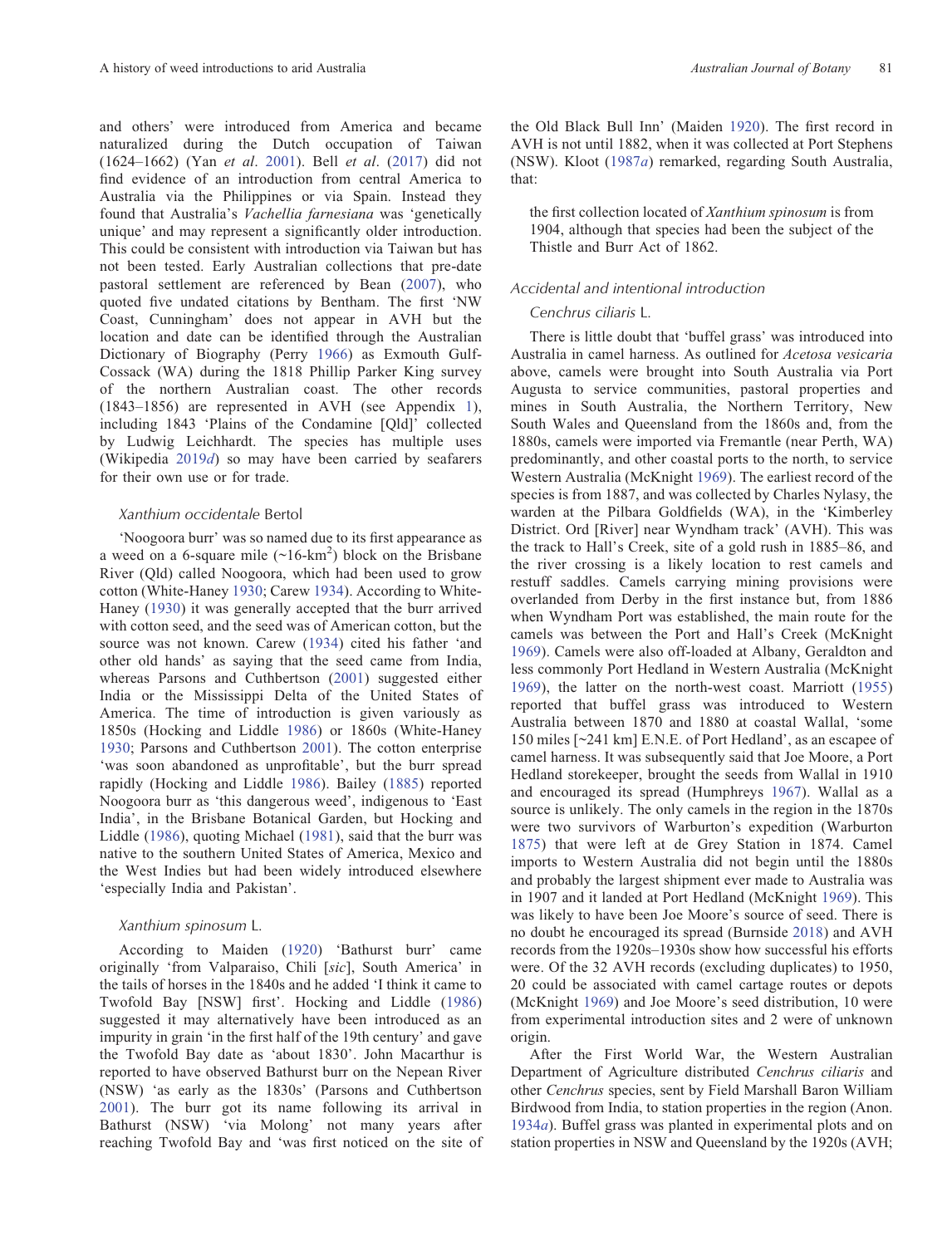and others' were introduced from America and became naturalized during the Dutch occupation of Taiwan (1624–1662) (Yan *et al*. 2001). Bell *et al*. (2017) did not find evidence of an introduction from central America to Australia via the Philippines or via Spain. Instead they found that Australia's *Vachellia farnesiana* was 'genetically unique' and may represent a significantly older introduction. This could be consistent with introduction via Taiwan but has not been tested. Early Australian collections that pre-date pastoral settlement are referenced by Bean (2007), who quoted five undated citations by Bentham. The first 'NW Coast, Cunningham' does not appear in AVH but the location and date can be identified through the Australian Dictionary of Biography (Perry 1966) as Exmouth Gulf-Cossack (WA) during the 1818 Phillip Parker King survey of the northern Australian coast. The other records (1843–1856) are represented in AVH (see Appendix 1), including 1843 'Plains of the Condamine [Qld]' collected by Ludwig Leichhardt. The species has multiple uses (Wikipedia 2019*d*) so may have been carried by seafarers for their own use or for trade.

### *Xanthium occidentale* Bertol

'Noogoora burr' was so named due to its first appearance as a weed on a 6-square mile (~16-km$^2$) block on the Brisbane River (Qld) called Noogoora, which had been used to grow cotton (White-Haney 1930; Carew 1934). According to White-Haney (1930) it was generally accepted that the burr arrived with cotton seed, and the seed was of American cotton, but the source was not known. Carew (1934) cited his father 'and other old hands' as saying that the seed came from India, whereas Parsons and Cuthbertson (2001) suggested either India or the Mississippi Delta of the United States of America. The time of introduction is given variously as 1850s (Hocking and Liddle 1986) or 1860s (White-Haney 1930; Parsons and Cuthbertson 2001). The cotton enterprise 'was soon abandoned as unprofitable', but the burr spread rapidly (Hocking and Liddle 1986). Bailey (1885) reported Noogoora burr as 'this dangerous weed', indigenous to 'East India', in the Brisbane Botanical Garden, but Hocking and Liddle (1986), quoting Michael (1981), said that the burr was native to the southern United States of America, Mexico and the West Indies but had been widely introduced elsewhere 'especially India and Pakistan'.

### *Xanthium spinosum* L.

According to Maiden (1920) 'Bathurst burr' came originally 'from Valparaiso, Chili [*sic*], South America' in the tails of horses in the 1840s and he added 'I think it came to Twofold Bay [NSW] first'. Hocking and Liddle (1986) suggested it may alternatively have been introduced as an impurity in grain 'in the first half of the 19th century' and gave the Twofold Bay date as 'about 1830'. John Macarthur is reported to have observed Bathurst burr on the Nepean River (NSW) 'as early as the 1830s' (Parsons and Cuthbertson 2001). The burr got its name following its arrival in Bathurst (NSW) 'via Molong' not many years after reaching Twofold Bay and 'was first noticed on the site of the Old Black Bull Inn' (Maiden 1920). The first record in AVH is not until 1882, when it was collected at Port Stephens (NSW). Kloot (1987*a*) remarked, regarding South Australia, that:

> the first collection located of *Xanthium spinosum* is from 1904, although that species had been the subject of the Thistle and Burr Act of 1862.

## *Accidental and intentional introduction*

### *Cenchrus ciliaris* L.

There is little doubt that 'buffel grass' was introduced into Australia in camel harness. As outlined for *Acetosa vesicaria* above, camels were brought into South Australia via Port Augusta to service communities, pastoral properties and mines in South Australia, the Northern Territory, New South Wales and Queensland from the 1860s and, from the 1880s, camels were imported via Fremantle (near Perth, WA) predominantly, and other coastal ports to the north, to service Western Australia (McKnight 1969). The earliest record of the species is from 1887, and was collected by Charles Nylasy, the warden at the Pilbara Goldfields (WA), in the 'Kimberley District. Ord [River] near Wyndham track' (AVH). This was the track to Hall's Creek, site of a gold rush in 1885–86, and the river crossing is a likely location to rest camels and restuff saddles. Camels carrying mining provisions were overlanded from Derby in the first instance but, from 1886 when Wyndham Port was established, the main route for the camels was between the Port and Hall's Creek (McKnight 1969). Camels were also off-loaded at Albany, Geraldton and less commonly Port Hedland in Western Australia (McKnight 1969), the latter on the north-west coast. Marriott (1955) reported that buffel grass was introduced to Western Australia between 1870 and 1880 at coastal Wallal, 'some 150 miles [~241 km] E.N.E. of Port Hedland', as an escapee of camel harness. It was subsequently said that Joe Moore, a Port Hedland storekeeper, brought the seeds from Wallal in 1910 and encouraged its spread (Humphreys 1967). Wallal as a source is unlikely. The only camels in the region in the 1870s were two survivors of Warburton's expedition (Warburton 1875) that were left at de Grey Station in 1874. Camel imports to Western Australia did not begin until the 1880s and probably the largest shipment ever made to Australia was in 1907 and it landed at Port Hedland (McKnight 1969). This was likely to have been Joe Moore's source of seed. There is no doubt he encouraged its spread (Burnside 2018) and AVH records from the 1920s–1930s show how successful his efforts were. Of the 32 AVH records (excluding duplicates) to 1950, 20 could be associated with camel cartage routes or depots (McKnight 1969) and Joe Moore's seed distribution, 10 were from experimental introduction sites and 2 were of unknown origin.

After the First World War, the Western Australian Department of Agriculture distributed *Cenchrus ciliaris* and other *Cenchrus* species, sent by Field Marshall Baron William Birdwood from India, to station properties in the region (Anon. 1934*a*). Buffel grass was planted in experimental plots and on station properties in NSW and Queensland by the 1920s (AVH;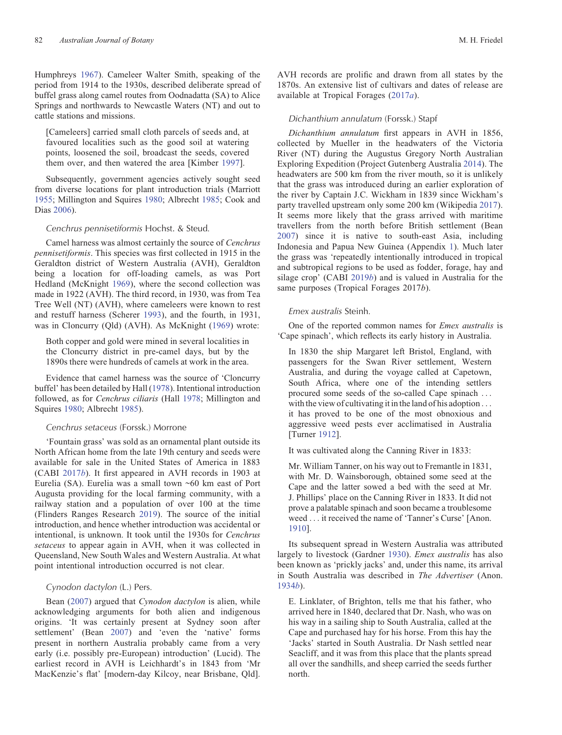Humphreys 1967). Cameleer Walter Smith, speaking of the period from 1914 to the 1930s, described deliberate spread of buffel grass along camel routes from Oodnadatta (SA) to Alice Springs and northwards to Newcastle Waters (NT) and out to cattle stations and missions.

> [Cameleers] carried small cloth parcels of seeds and, at favoured localities such as the good soil at watering points, loosened the soil, broadcast the seeds, covered them over, and then watered the area [Kimber 1997].

Subsequently, government agencies actively sought seed from diverse locations for plant introduction trials (Marriott 1955; Millington and Squires 1980; Albrecht 1985; Cook and Dias 2006).

### *Cenchrus pennisetiformis* Hochst. & Steud.

Camel harness was almost certainly the source of *Cenchrus pennisetiformis*. This species was first collected in 1915 in the Geraldton district of Western Australia (AVH), Geraldton being a location for off-loading camels, as was Port Hedland (McKnight 1969), where the second collection was made in 1922 (AVH). The third record, in 1930, was from Tea Tree Well (NT) (AVH), where cameleers were known to rest and restuff harness (Scherer 1993), and the fourth, in 1931, was in Cloncurry (Qld) (AVH). As McKnight (1969) wrote:

> Both copper and gold were mined in several localities in the Cloncurry district in pre-camel days, but by the 1890s there were hundreds of camels at work in the area.

Evidence that camel harness was the source of 'Cloncurry buffel' has been detailed by Hall (1978). Intentional introduction followed, as for *Cenchrus ciliaris* (Hall 1978; Millington and Squires 1980; Albrecht 1985).

### *Cenchrus setaceus* (Forssk.) Morrone

'Fountain grass' was sold as an ornamental plant outside its North African home from the late 19th century and seeds were available for sale in the United States of America in 1883 (CABI 2017*b*). It first appeared in AVH records in 1903 at Eurelia (SA). Eurelia was a small town ~60 km east of Port Augusta providing for the local farming community, with a railway station and a population of over 100 at the time (Flinders Ranges Research 2019). The source of the initial introduction, and hence whether introduction was accidental or intentional, is unknown. It took until the 1930s for *Cenchrus setaceus* to appear again in AVH, when it was collected in Queensland, New South Wales and Western Australia. At what point intentional introduction occurred is not clear.

### *Cynodon dactylon* (L.) Pers.

Bean (2007) argued that *Cynodon dactylon* is alien, while acknowledging arguments for both alien and indigenous origins. 'It was certainly present at Sydney soon after settlement' (Bean 2007) and 'even the 'native' forms present in northern Australia probably came from a very early (i.e. possibly pre-European) introduction' (Lucid). The earliest record in AVH is Leichhardt's in 1843 from 'Mr MacKenzie's flat' [modern-day Kilcoy, near Brisbane, Qld]. AVH records are prolific and drawn from all states by the 1870s. An extensive list of cultivars and dates of release are available at Tropical Forages (2017*a*).

### *Dichanthium annulatum* (Forssk.) Stapf

*Dichanthium annulatum* first appears in AVH in 1856, collected by Mueller in the headwaters of the Victoria River (NT) during the Augustus Gregory North Australian Exploring Expedition (Project Gutenberg Australia 2014). The headwaters are 500 km from the river mouth, so it is unlikely that the grass was introduced during an earlier exploration of the river by Captain J.C. Wickham in 1839 since Wickham's party travelled upstream only some 200 km (Wikipedia 2017). It seems more likely that the grass arrived with maritime travellers from the north before British settlement (Bean 2007) since it is native to south-east Asia, including Indonesia and Papua New Guinea (Appendix 1). Much later the grass was 'repeatedly intentionally introduced in tropical and subtropical regions to be used as fodder, forage, hay and silage crop' (CABI 2019*b*) and is valued in Australia for the same purposes (Tropical Forages 2017*b*).

### *Emex australis* Steinh.

One of the reported common names for *Emex australis* is 'Cape spinach', which reflects its early history in Australia.

> In 1830 the ship Margaret left Bristol, England, with passengers for the Swan River settlement, Western Australia, and during the voyage called at Capetown, South Africa, where one of the intending settlers procured some seeds of the so-called Cape spinach . . . with the view of cultivating it in the land of his adoption . . . it has proved to be one of the most obnoxious and aggressive weed pests ever acclimatised in Australia [Turner 1912].

It was cultivated along the Canning River in 1833:

> Mr. William Tanner, on his way out to Fremantle in 1831, with Mr. D. Wainsborough, obtained some seed at the Cape and the latter sowed a bed with the seed at Mr. J. Phillips' place on the Canning River in 1833. It did not prove a palatable spinach and soon became a troublesome weed . . . it received the name of 'Tanner's Curse' [Anon. 1910].

Its subsequent spread in Western Australia was attributed largely to livestock (Gardner 1930). *Emex australis* has also been known as 'prickly jacks' and, under this name, its arrival in South Australia was described in *The Advertiser* (Anon. 1934*b*).

> E. Linklater, of Brighton, tells me that his father, who arrived here in 1840, declared that Dr. Nash, who was on his way in a sailing ship to South Australia, called at the Cape and purchased hay for his horse. From this hay the 'Jacks' started in South Australia. Dr Nash settled near Seacliff, and it was from this place that the plants spread all over the sandhills, and sheep carried the seeds further north.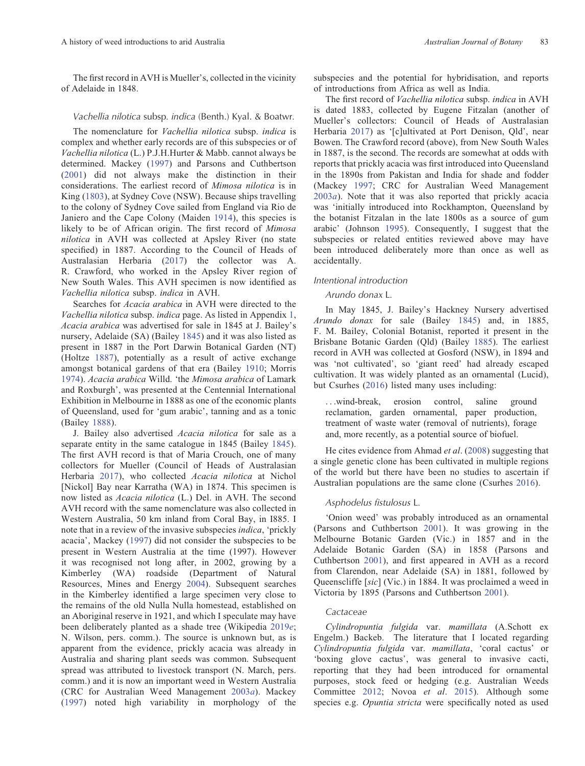The first record in AVH is Mueller's, collected in the vicinity of Adelaide in 1848.

### *Vachellia nilotica* subsp. *indica* (Benth.) Kyal. & Boatwr.

The nomenclature for *Vachellia nilotica* subsp. *indica* is complex and whether early records are of this subspecies or of *Vachellia nilotica* (L.) P.J.H.Hurter & Mabb. cannot always be determined. Mackey (1997) and Parsons and Cuthbertson (2001) did not always make the distinction in their considerations. The earliest record of *Mimosa nilotica* is in King (1803), at Sydney Cove (NSW). Because ships travelling to the colony of Sydney Cove sailed from England via Rio de Janiero and the Cape Colony (Maiden 1914), this species is likely to be of African origin. The first record of *Mimosa nilotica* in AVH was collected at Apsley River (no state specified) in 1887. According to the Council of Heads of Australasian Herbaria (2017) the collector was A. R. Crawford, who worked in the Apsley River region of New South Wales. This AVH specimen is now identified as *Vachellia nilotica* subsp. *indica* in AVH.

Searches for *Acacia arabica* in AVH were directed to the *Vachellia nilotica* subsp. *indica* page. As listed in Appendix 1, *Acacia arabica* was advertised for sale in 1845 at J. Bailey's nursery, Adelaide (SA) (Bailey 1845) and it was also listed as present in 1887 in the Port Darwin Botanical Garden (NT) (Holtze 1887), potentially as a result of active exchange amongst botanical gardens of that era (Bailey 1910; Morris 1974). *Acacia arabica* Willd. 'the *Mimosa arabica* of Lamark and Roxburgh', was presented at the Centennial International Exhibition in Melbourne in 1888 as one of the economic plants of Queensland, used for 'gum arabic', tanning and as a tonic (Bailey 1888).

J. Bailey also advertised *Acacia nilotica* for sale as a separate entity in the same catalogue in 1845 (Bailey 1845). The first AVH record is that of Maria Crouch, one of many collectors for Mueller (Council of Heads of Australasian Herbaria 2017), who collected *Acacia nilotica* at Nichol [Nickol] Bay near Karratha (WA) in 1874. This specimen is now listed as *Acacia nilotica* (L.) Del. in AVH. The second AVH record with the same nomenclature was also collected in Western Australia, 50 km inland from Coral Bay, in 1885. I note that in a review of the invasive subspecies *indica*, 'prickly acacia', Mackey (1997) did not consider the subspecies to be present in Western Australia at the time (1997). However it was recognised not long after, in 2002, growing by a Kimberley (WA) roadside (Department of Natural Resources, Mines and Energy 2004). Subsequent searches in the Kimberley identified a large specimen very close to the remains of the old Nulla Nulla homestead, established on an Aboriginal reserve in 1921, and which I speculate may have been deliberately planted as a shade tree (Wikipedia 2019*e*; N. Wilson, pers. comm.). The source is unknown but, as is apparent from the evidence, prickly acacia was already in Australia and sharing plant seeds was common. Subsequent spread was attributed to livestock transport (N. March, pers. comm.) and it is now an important weed in Western Australia (CRC for Australian Weed Management 2003*a*). Mackey (1997) noted high variability in morphology of the subspecies and the potential for hybridisation, and reports of introductions from Africa as well as India.

The first record of *Vachellia nilotica* subsp. *indica* in AVH is dated 1883, collected by Eugene Fitzalan (another of Mueller's collectors: Council of Heads of Australasian Herbaria 2017) as '[c]ultivated at Port Denison, Qld', near Bowen. The Crawford record (above), from New South Wales in 1887, is the second. The records are somewhat at odds with reports that prickly acacia was first introduced into Queensland in the 1890s from Pakistan and India for shade and fodder (Mackey 1997; CRC for Australian Weed Management 2003*a*). Note that it was also reported that prickly acacia was 'initially introduced into Rockhampton, Queensland by the botanist Fitzalan in the late 1800s as a source of gum arabic' (Johnson 1995). Consequently, I suggest that the subspecies or related entities reviewed above may have been introduced deliberately more than once as well as accidentally.

## *Intentional introduction*

### *Arundo donax* L.

In May 1845, J. Bailey's Hackney Nursery advertised *Arundo donax* for sale (Bailey 1845) and, in 1885, F. M. Bailey, Colonial Botanist, reported it present in the Brisbane Botanic Garden (Qld) (Bailey 1885). The earliest record in AVH was collected at Gosford (NSW), in 1894 and was 'not cultivated', so 'giant reed' had already escaped cultivation. It was widely planted as an ornamental (Lucid), but Csurhes (2016) listed many uses including:

> . . .wind-break, erosion control, saline ground reclamation, garden ornamental, paper production, treatment of waste water (removal of nutrients), forage and, more recently, as a potential source of biofuel.

He cites evidence from Ahmad *et al*. (2008) suggesting that a single genetic clone has been cultivated in multiple regions of the world but there have been no studies to ascertain if Australian populations are the same clone (Csurhes 2016).

### *Asphodelus fistulosus* L.

'Onion weed' was probably introduced as an ornamental (Parsons and Cuthbertson 2001). It was growing in the Melbourne Botanic Garden (Vic.) in 1857 and in the Adelaide Botanic Garden (SA) in 1858 (Parsons and Cuthbertson 2001), and first appeared in AVH as a record from Clarendon, near Adelaide (SA) in 1881, followed by Queenscliffe [*sic*] (Vic.) in 1884. It was proclaimed a weed in Victoria by 1895 (Parsons and Cuthbertson 2001).

### Cactaceae

*Cylindropuntia fulgida* var. *mamillata* (A.Schott ex Engelm.) Backeb. The literature that I located regarding *Cylindropuntia fulgida* var. *mamillata*, 'coral cactus' or 'boxing glove cactus', was general to invasive cacti, reporting that they had been introduced for ornamental purposes, stock feed or hedging (e.g. Australian Weeds Committee 2012; Novoa *et al*. 2015). Although some species e.g. *Opuntia stricta* were specifically noted as used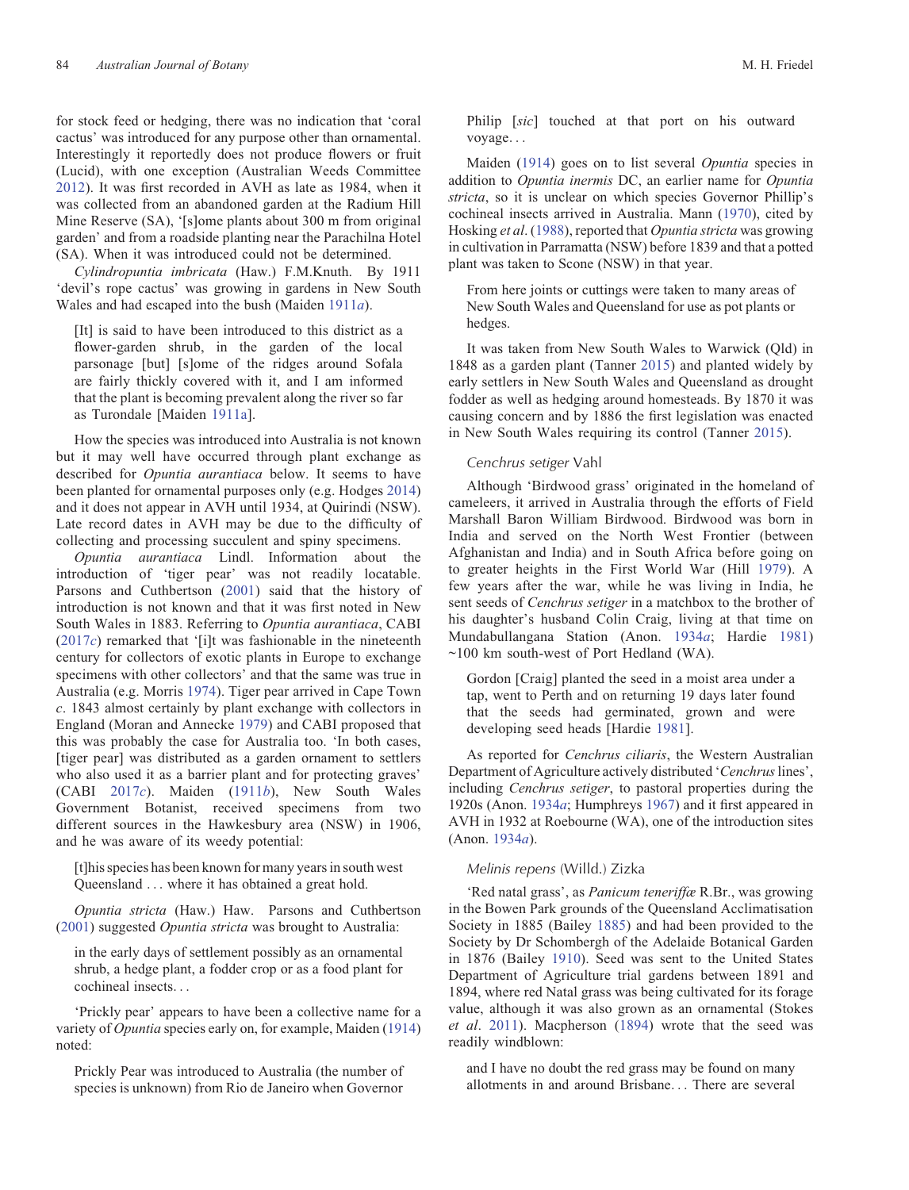for stock feed or hedging, there was no indication that 'coral cactus' was introduced for any purpose other than ornamental. Interestingly it reportedly does not produce flowers or fruit (Lucid), with one exception (Australian Weeds Committee 2012). It was first recorded in AVH as late as 1984, when it was collected from an abandoned garden at the Radium Hill Mine Reserve (SA), '[s]ome plants about 300 m from original garden' and from a roadside planting near the Parachilna Hotel (SA). When it was introduced could not be determined.

*Cylindropuntia imbricata* (Haw.) F.M.Knuth. By 1911 'devil's rope cactus' was growing in gardens in New South Wales and had escaped into the bush (Maiden 1911*a*).

> [It] is said to have been introduced to this district as a flower-garden shrub, in the garden of the local parsonage [but] [s]ome of the ridges around Sofala are fairly thickly covered with it, and I am informed that the plant is becoming prevalent along the river so far as Turondale [Maiden 1911a].

How the species was introduced into Australia is not known but it may well have occurred through plant exchange as described for *Opuntia aurantiaca* below. It seems to have been planted for ornamental purposes only (e.g. Hodges 2014) and it does not appear in AVH until 1934, at Quirindi (NSW). Late record dates in AVH may be due to the difficulty of collecting and processing succulent and spiny specimens.

*Opuntia aurantiaca* Lindl. Information about the introduction of 'tiger pear' was not readily locatable. Parsons and Cuthbertson (2001) said that the history of introduction is not known and that it was first noted in New South Wales in 1883. Referring to *Opuntia aurantiaca*, CABI (2017*c*) remarked that '[i]t was fashionable in the nineteenth century for collectors of exotic plants in Europe to exchange specimens with other collectors' and that the same was true in Australia (e.g. Morris 1974). Tiger pear arrived in Cape Town *c*. 1843 almost certainly by plant exchange with collectors in England (Moran and Annecke 1979) and CABI proposed that this was probably the case for Australia too. 'In both cases, [tiger pear] was distributed as a garden ornament to settlers who also used it as a barrier plant and for protecting graves' (CABI 2017*c*). Maiden (1911*b*), New South Wales Government Botanist, received specimens from two different sources in the Hawkesbury area (NSW) in 1906, and he was aware of its weedy potential:

> [t]his species has been known for many years in south west Queensland . . . where it has obtained a great hold.

*Opuntia stricta* (Haw.) Haw. Parsons and Cuthbertson (2001) suggested *Opuntia stricta* was brought to Australia:

> in the early days of settlement possibly as an ornamental shrub, a hedge plant, a fodder crop or as a food plant for cochineal insects. . .

'Prickly pear' appears to have been a collective name for a variety of *Opuntia* species early on, for example, Maiden (1914) noted:

> Prickly Pear was introduced to Australia (the number of species is unknown) from Rio de Janeiro when Governor Philip [*sic*] touched at that port on his outward voyage. . .

Maiden (1914) goes on to list several *Opuntia* species in addition to *Opuntia inermis* DC, an earlier name for *Opuntia stricta*, so it is unclear on which species Governor Phillip's cochineal insects arrived in Australia. Mann (1970), cited by Hosking *et al*. (1988), reported that *Opuntia stricta* was growing in cultivation in Parramatta (NSW) before 1839 and that a potted plant was taken to Scone (NSW) in that year.

> From here joints or cuttings were taken to many areas of New South Wales and Queensland for use as pot plants or hedges.

It was taken from New South Wales to Warwick (Qld) in 1848 as a garden plant (Tanner 2015) and planted widely by early settlers in New South Wales and Queensland as drought fodder as well as hedging around homesteads. By 1870 it was causing concern and by 1886 the first legislation was enacted in New South Wales requiring its control (Tanner 2015).

### *Cenchrus setiger* Vahl

Although 'Birdwood grass' originated in the homeland of cameleers, it arrived in Australia through the efforts of Field Marshall Baron William Birdwood. Birdwood was born in India and served on the North West Frontier (between Afghanistan and India) and in South Africa before going on to greater heights in the First World War (Hill 1979). A few years after the war, while he was living in India, he sent seeds of *Cenchrus setiger* in a matchbox to the brother of his daughter's husband Colin Craig, living at that time on Mundabullangana Station (Anon. 1934*a*; Hardie 1981) ~100 km south-west of Port Hedland (WA).

> Gordon [Craig] planted the seed in a moist area under a tap, went to Perth and on returning 19 days later found that the seeds had germinated, grown and were developing seed heads [Hardie 1981].

As reported for *Cenchrus ciliaris*, the Western Australian Department of Agriculture actively distributed '*Cenchrus* lines', including *Cenchrus setiger*, to pastoral properties during the 1920s (Anon. 1934*a*; Humphreys 1967) and it first appeared in AVH in 1932 at Roebourne (WA), one of the introduction sites (Anon. 1934*a*).

### *Melinis repens* (Willd.) Zizka

'Red natal grass', as *Panicum teneriffæ* R.Br., was growing in the Bowen Park grounds of the Queensland Acclimatisation Society in 1885 (Bailey 1885) and had been provided to the Society by Dr Schombergh of the Adelaide Botanical Garden in 1876 (Bailey 1910). Seed was sent to the United States Department of Agriculture trial gardens between 1891 and 1894, where red Natal grass was being cultivated for its forage value, although it was also grown as an ornamental (Stokes *et al*. 2011). Macpherson (1894) wrote that the seed was readily windblown:

> and I have no doubt the red grass may be found on many allotments in and around Brisbane. . . There are several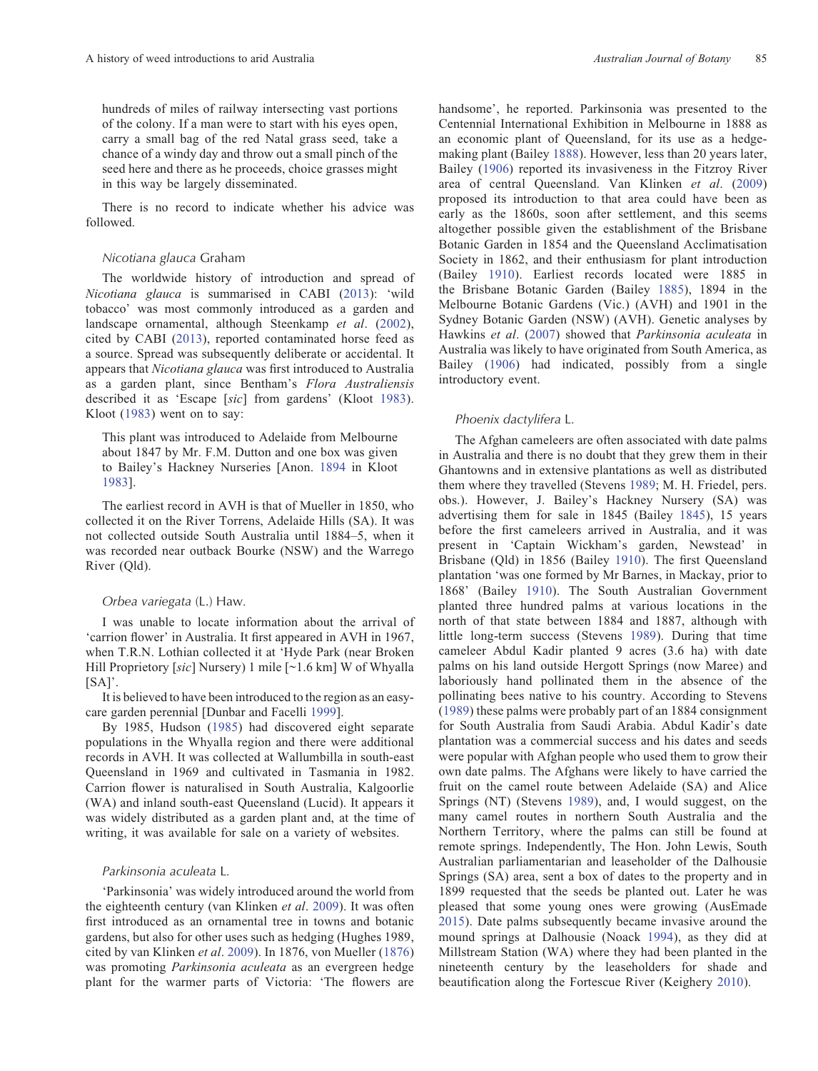hundreds of miles of railway intersecting vast portions of the colony. If a man were to start with his eyes open, carry a small bag of the red Natal grass seed, take a chance of a windy day and throw out a small pinch of the seed here and there as he proceeds, choice grasses might in this way be largely disseminated.

There is no record to indicate whether his advice was followed.

### *Nicotiana glauca* Graham

The worldwide history of introduction and spread of *Nicotiana glauca* is summarised in CABI (2013): 'wild tobacco' was most commonly introduced as a garden and landscape ornamental, although Steenkamp *et al*. (2002), cited by CABI (2013), reported contaminated horse feed as a source. Spread was subsequently deliberate or accidental. It appears that *Nicotiana glauca* was first introduced to Australia as a garden plant, since Bentham's *Flora Australiensis* described it as 'Escape [*sic*] from gardens' (Kloot 1983). Kloot (1983) went on to say:

> This plant was introduced to Adelaide from Melbourne about 1847 by Mr. F.M. Dutton and one box was given to Bailey's Hackney Nurseries [Anon. 1894 in Kloot 1983].

The earliest record in AVH is that of Mueller in 1850, who collected it on the River Torrens, Adelaide Hills (SA). It was not collected outside South Australia until 1884–5, when it was recorded near outback Bourke (NSW) and the Warrego River (Qld).

### *Orbea variegata* (L.) Haw.

I was unable to locate information about the arrival of 'carrion flower' in Australia. It first appeared in AVH in 1967, when T.R.N. Lothian collected it at 'Hyde Park (near Broken Hill Proprietory [*sic*] Nursery) 1 mile [~1.6 km] W of Whyalla [SA]'.

It is believed to have been introduced to the region as an easy-care garden perennial [Dunbar and Facelli 1999].

By 1985, Hudson (1985) had discovered eight separate populations in the Whyalla region and there were additional records in AVH. It was collected at Wallumbilla in south-east Queensland in 1969 and cultivated in Tasmania in 1982. Carrion flower is naturalised in South Australia, Kalgoorlie (WA) and inland south-east Queensland (Lucid). It appears it was widely distributed as a garden plant and, at the time of writing, it was available for sale on a variety of websites.

### *Parkinsonia aculeata* L.

'Parkinsonia' was widely introduced around the world from the eighteenth century (van Klinken *et al*. 2009). It was often first introduced as an ornamental tree in towns and botanic gardens, but also for other uses such as hedging (Hughes 1989, cited by van Klinken *et al*. 2009). In 1876, von Mueller (1876) was promoting *Parkinsonia aculeata* as an evergreen hedge plant for the warmer parts of Victoria: 'The flowers are handsome', he reported. Parkinsonia was presented to the Centennial International Exhibition in Melbourne in 1888 as an economic plant of Queensland, for its use as a hedge-making plant (Bailey 1888). However, less than 20 years later, Bailey (1906) reported its invasiveness in the Fitzroy River area of central Queensland. Van Klinken *et al*. (2009) proposed its introduction to that area could have been as early as the 1860s, soon after settlement, and this seems altogether possible given the establishment of the Brisbane Botanic Garden in 1854 and the Queensland Acclimatisation Society in 1862, and their enthusiasm for plant introduction (Bailey 1910). Earliest records located were 1885 in the Brisbane Botanic Garden (Bailey 1885), 1894 in the Melbourne Botanic Gardens (Vic.) (AVH) and 1901 in the Sydney Botanic Garden (NSW) (AVH). Genetic analyses by Hawkins *et al*. (2007) showed that *Parkinsonia aculeata* in Australia was likely to have originated from South America, as Bailey (1906) had indicated, possibly from a single introductory event.

### *Phoenix dactylifera* L.

The Afghan cameleers are often associated with date palms in Australia and there is no doubt that they grew them in their Ghantowns and in extensive plantations as well as distributed them where they travelled (Stevens 1989; M. H. Friedel, pers. obs.). However, J. Bailey's Hackney Nursery (SA) was advertising them for sale in 1845 (Bailey 1845), 15 years before the first cameleers arrived in Australia, and it was present in 'Captain Wickham's garden, Newstead' in Brisbane (Qld) in 1856 (Bailey 1910). The first Queensland plantation 'was one formed by Mr Barnes, in Mackay, prior to 1868' (Bailey 1910). The South Australian Government planted three hundred palms at various locations in the north of that state between 1884 and 1887, although with little long-term success (Stevens 1989). During that time cameleer Abdul Kadir planted 9 acres (3.6 ha) with date palms on his land outside Hergott Springs (now Maree) and laboriously hand pollinated them in the absence of the pollinating bees native to his country. According to Stevens (1989) these palms were probably part of an 1884 consignment for South Australia from Saudi Arabia. Abdul Kadir's date plantation was a commercial success and his dates and seeds were popular with Afghan people who used them to grow their own date palms. The Afghans were likely to have carried the fruit on the camel route between Adelaide (SA) and Alice Springs (NT) (Stevens 1989), and, I would suggest, on the many camel routes in northern South Australia and the Northern Territory, where the palms can still be found at remote springs. Independently, The Hon. John Lewis, South Australian parliamentarian and leaseholder of the Dalhousie Springs (SA) area, sent a box of dates to the property and in 1899 requested that the seeds be planted out. Later he was pleased that some young ones were growing (AusEmade 2015). Date palms subsequently became invasive around the mound springs at Dalhousie (Noack 1994), as they did at Millstream Station (WA) where they had been planted in the nineteenth century by the leaseholders for shade and beautification along the Fortescue River (Keighery 2010).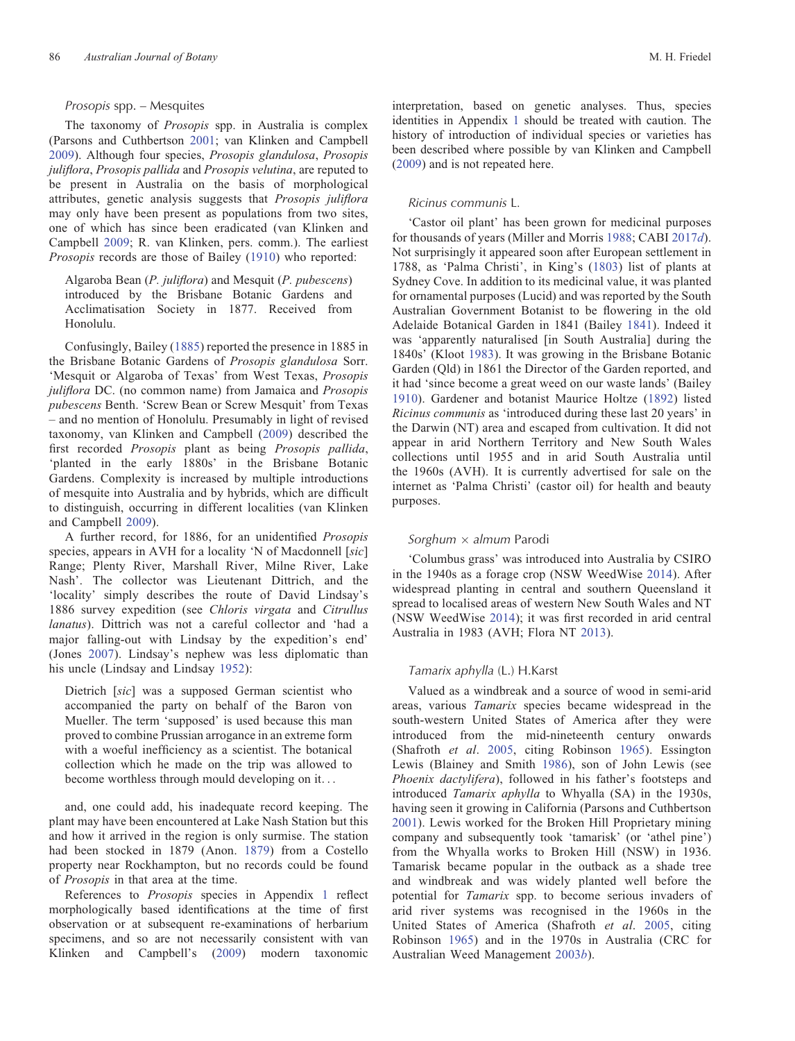### *Prosopis* spp. – Mesquites

The taxonomy of *Prosopis* spp. in Australia is complex (Parsons and Cuthbertson 2001; van Klinken and Campbell 2009). Although four species, *Prosopis glandulosa*, *Prosopis juliflora*, *Prosopis pallida* and *Prosopis velutina*, are reputed to be present in Australia on the basis of morphological attributes, genetic analysis suggests that *Prosopis juliflora* may only have been present as populations from two sites, one of which has since been eradicated (van Klinken and Campbell 2009; R. van Klinken, pers. comm.). The earliest *Prosopis* records are those of Bailey (1910) who reported:

> Algaroba Bean (*P. juliflora*) and Mesquit (*P. pubescens*) introduced by the Brisbane Botanic Gardens and Acclimatisation Society in 1877. Received from Honolulu.

Confusingly, Bailey (1885) reported the presence in 1885 in the Brisbane Botanic Gardens of *Prosopis glandulosa* Sorr. 'Mesquit or Algaroba of Texas' from West Texas, *Prosopis juliflora* DC. (no common name) from Jamaica and *Prosopis pubescens* Benth. 'Screw Bean or Screw Mesquit' from Texas – and no mention of Honolulu. Presumably in light of revised taxonomy, van Klinken and Campbell (2009) described the first recorded *Prosopis* plant as being *Prosopis pallida*, 'planted in the early 1880s' in the Brisbane Botanic Gardens. Complexity is increased by multiple introductions of mesquite into Australia and by hybrids, which are difficult to distinguish, occurring in different localities (van Klinken and Campbell 2009).

A further record, for 1886, for an unidentified *Prosopis* species, appears in AVH for a locality 'N of Macdonnell [*sic*] Range; Plenty River, Marshall River, Milne River, Lake Nash'. The collector was Lieutenant Dittrich, and the 'locality' simply describes the route of David Lindsay's 1886 survey expedition (see *Chloris virgata* and *Citrullus lanatus*). Dittrich was not a careful collector and 'had a major falling-out with Lindsay by the expedition's end' (Jones 2007). Lindsay's nephew was less diplomatic than his uncle (Lindsay and Lindsay 1952):

> Dietrich [*sic*] was a supposed German scientist who accompanied the party on behalf of the Baron von Mueller. The term 'supposed' is used because this man proved to combine Prussian arrogance in an extreme form with a woeful inefficiency as a scientist. The botanical collection which he made on the trip was allowed to become worthless through mould developing on it. . .

and, one could add, his inadequate record keeping. The plant may have been encountered at Lake Nash Station but this and how it arrived in the region is only surmise. The station had been stocked in 1879 (Anon. 1879) from a Costello property near Rockhampton, but no records could be found of *Prosopis* in that area at the time.

References to *Prosopis* species in Appendix 1 reflect morphologically based identifications at the time of first observation or at subsequent re-examinations of herbarium specimens, and so are not necessarily consistent with van Klinken and Campbell's (2009) modern taxonomic interpretation, based on genetic analyses. Thus, species identities in Appendix 1 should be treated with caution. The history of introduction of individual species or varieties has been described where possible by van Klinken and Campbell (2009) and is not repeated here.

### *Ricinus communis* L.

'Castor oil plant' has been grown for medicinal purposes for thousands of years (Miller and Morris 1988; CABI 2017*d*). Not surprisingly it appeared soon after European settlement in 1788, as 'Palma Christi', in King's (1803) list of plants at Sydney Cove. In addition to its medicinal value, it was planted for ornamental purposes (Lucid) and was reported by the South Australian Government Botanist to be flowering in the old Adelaide Botanical Garden in 1841 (Bailey 1841). Indeed it was 'apparently naturalised [in South Australia] during the 1840s' (Kloot 1983). It was growing in the Brisbane Botanic Garden (Qld) in 1861 the Director of the Garden reported, and it had 'since become a great weed on our waste lands' (Bailey 1910). Gardener and botanist Maurice Holtze (1892) listed *Ricinus communis* as 'introduced during these last 20 years' in the Darwin (NT) area and escaped from cultivation. It did not appear in arid Northern Territory and New South Wales collections until 1955 and in arid South Australia until the 1960s (AVH). It is currently advertised for sale on the internet as 'Palma Christi' (castor oil) for health and beauty purposes.

### *Sorghum* × *almum* Parodi

'Columbus grass' was introduced into Australia by CSIRO in the 1940s as a forage crop (NSW WeedWise 2014). After widespread planting in central and southern Queensland it spread to localised areas of western New South Wales and NT (NSW WeedWise 2014); it was first recorded in arid central Australia in 1983 (AVH; Flora NT 2013).

### *Tamarix aphylla* (L.) H.Karst

Valued as a windbreak and a source of wood in semi-arid areas, various *Tamarix* species became widespread in the south-western United States of America after they were introduced from the mid-nineteenth century onwards (Shafroth *et al*. 2005, citing Robinson 1965). Essington Lewis (Blainey and Smith 1986), son of John Lewis (see *Phoenix dactylifera*), followed in his father's footsteps and introduced *Tamarix aphylla* to Whyalla (SA) in the 1930s, having seen it growing in California (Parsons and Cuthbertson 2001). Lewis worked for the Broken Hill Proprietary mining company and subsequently took 'tamarisk' (or 'athel pine') from the Whyalla works to Broken Hill (NSW) in 1936. Tamarisk became popular in the outback as a shade tree and windbreak and was widely planted well before the potential for *Tamarix* spp. to become serious invaders of arid river systems was recognised in the 1960s in the United States of America (Shafroth *et al*. 2005, citing Robinson 1965) and in the 1970s in Australia (CRC for Australian Weed Management 2003*b*).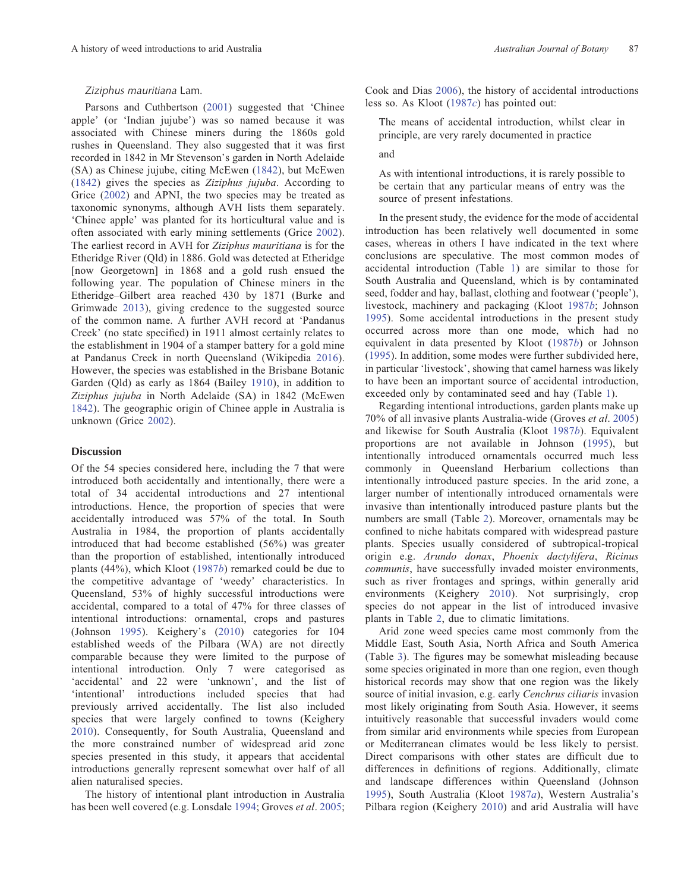*Ziziphus mauritiana* Lam.

Parsons and Cuthbertson (2001) suggested that 'Chinee apple' (or 'Indian jujube') was so named because it was associated with Chinese miners during the 1860s gold rushes in Queensland. They also suggested that it was first recorded in 1842 in Mr Stevenson's garden in North Adelaide (SA) as Chinese jujube, citing McEwen (1842), but McEwen (1842) gives the species as *Ziziphus jujuba*. According to Grice (2002) and APNI, the two species may be treated as taxonomic synonyms, although AVH lists them separately. 'Chinee apple' was planted for its horticultural value and is often associated with early mining settlements (Grice 2002). The earliest record in AVH for *Ziziphus mauritiana* is for the Etheridge River (Qld) in 1886. Gold was detected at Etheridge [now Georgetown] in 1868 and a gold rush ensued the following year. The population of Chinese miners in the Etheridge–Gilbert area reached 430 by 1871 (Burke and Grimwade 2013), giving credence to the suggested source of the common name. A further AVH record at 'Pandanus Creek' (no state specified) in 1911 almost certainly relates to the establishment in 1904 of a stamper battery for a gold mine at Pandanus Creek in north Queensland (Wikipedia 2016). However, the species was established in the Brisbane Botanic Garden (Qld) as early as 1864 (Bailey 1910), in addition to *Ziziphus jujuba* in North Adelaide (SA) in 1842 (McEwen 1842). The geographic origin of Chinee apple in Australia is unknown (Grice 2002).

## Discussion

Of the 54 species considered here, including the 7 that were introduced both accidentally and intentionally, there were a total of 34 accidental introductions and 27 intentional introductions. Hence, the proportion of species that were accidentally introduced was 57% of the total. In South Australia in 1984, the proportion of plants accidentally introduced that had become established (56%) was greater than the proportion of established, intentionally introduced plants (44%), which Kloot (1987*b*) remarked could be due to the competitive advantage of 'weedy' characteristics. In Queensland, 53% of highly successful introductions were accidental, compared to a total of 47% for three classes of intentional introductions: ornamental, crops and pastures (Johnson 1995). Keighery's (2010) categories for 104 established weeds of the Pilbara (WA) are not directly comparable because they were limited to the purpose of intentional introduction. Only 7 were categorised as 'accidental' and 22 were 'unknown', and the list of 'intentional' introductions included species that had previously arrived accidentally. The list also included species that were largely confined to towns (Keighery 2010). Consequently, for South Australia, Queensland and the more constrained number of widespread arid zone species presented in this study, it appears that accidental introductions generally represent somewhat over half of all alien naturalised species.

The history of intentional plant introduction in Australia has been well covered (e.g. Lonsdale 1994; Groves *et al*. 2005; Cook and Dias 2006), the history of accidental introductions less so. As Kloot (1987*c*) has pointed out:

> The means of accidental introduction, whilst clear in principle, are very rarely documented in practice
>
> and
>
> As with intentional introductions, it is rarely possible to be certain that any particular means of entry was the source of present infestations.

In the present study, the evidence for the mode of accidental introduction has been relatively well documented in some cases, whereas in others I have indicated in the text where conclusions are speculative. The most common modes of accidental introduction (Table 1) are similar to those for South Australia and Queensland, which is by contaminated seed, fodder and hay, ballast, clothing and footwear ('people'), livestock, machinery and packaging (Kloot 1987*b*; Johnson 1995). Some accidental introductions in the present study occurred across more than one mode, which had no equivalent in data presented by Kloot (1987*b*) or Johnson (1995). In addition, some modes were further subdivided here, in particular 'livestock', showing that camel harness was likely to have been an important source of accidental introduction, exceeded only by contaminated seed and hay (Table 1).

Regarding intentional introductions, garden plants make up 70% of all invasive plants Australia-wide (Groves *et al*. 2005) and likewise for South Australia (Kloot 1987*b*). Equivalent proportions are not available in Johnson (1995), but intentionally introduced ornamentals occurred much less commonly in Queensland Herbarium collections than intentionally introduced pasture species. In the arid zone, a larger number of intentionally introduced ornamentals were invasive than intentionally introduced pasture plants but the numbers are small (Table 2). Moreover, ornamentals may be confined to niche habitats compared with widespread pasture plants. Species usually considered of subtropical-tropical origin e.g. *Arundo donax*, *Phoenix dactylifera*, *Ricinus communis*, have successfully invaded moister environments, such as river frontages and springs, within generally arid environments (Keighery 2010). Not surprisingly, crop species do not appear in the list of introduced invasive plants in Table 2, due to climatic limitations.

Arid zone weed species came most commonly from the Middle East, South Asia, North Africa and South America (Table 3). The figures may be somewhat misleading because some species originated in more than one region, even though historical records may show that one region was the likely source of initial invasion, e.g. early *Cenchrus ciliaris* invasion most likely originating from South Asia. However, it seems intuitively reasonable that successful invaders would come from similar arid environments while species from European or Mediterranean climates would be less likely to persist. Direct comparisons with other states are difficult due to differences in definitions of regions. Additionally, climate and landscape differences within Queensland (Johnson 1995), South Australia (Kloot 1987*a*), Western Australia's Pilbara region (Keighery 2010) and arid Australia will have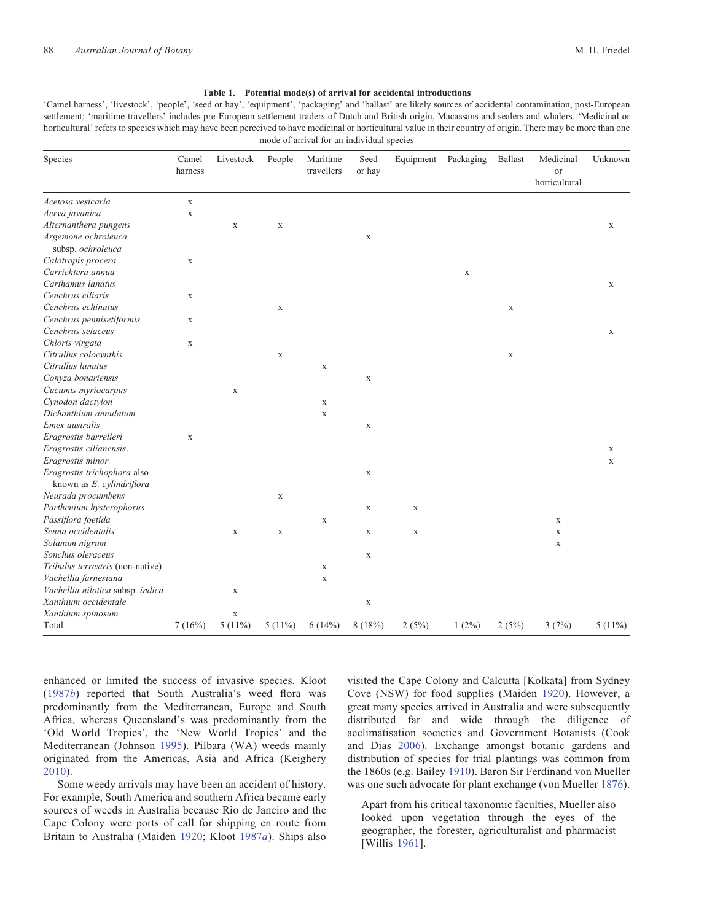**Table 1. Potential mode(s) of arrival for accidental introductions**

'Camel harness', 'livestock', 'people', 'seed or hay', 'equipment', 'packaging' and 'ballast' are likely sources of accidental contamination, post-European settlement; 'maritime travellers' includes pre-European settlement traders of Dutch and British origin, Macassans and sealers and whalers. 'Medicinal or horticultural' refers to species which may have been perceived to have medicinal or horticultural value in their country of origin. There may be more than one mode of arrival for an individual species

| Species | Camel harness | Livestock | People | Maritime travellers | Seed or hay | Equipment | Packaging | Ballast | Medicinal or horticultural | Unknown |
|---|---|---|---|---|---|---|---|---|---|---|
| *Acetosa vesicaria* | x | | | | | | | | | |
| *Aerva javanica* | x | | | | | | | | | |
| *Alternanthera pungens* | | x | x | | | | | | | x |
| *Argemone ochroleuca* subsp. *ochroleuca* | | | | | x | | | | | |
| *Calotropis procera* | x | | | | | | | | | |
| *Carrichtera annua* | | | | | | | x | | | |
| *Carthamus lanatus* | | | | | | | | | | x |
| *Cenchrus ciliaris* | x | | | | | | | | | |
| *Cenchrus echinatus* | | | x | | | | | x | | |
| *Cenchrus pennisetiformis* | x | | | | | | | | | |
| *Cenchrus setaceus* | | | | | | | | | | x |
| *Chloris virgata* | x | | | | | | | | | |
| *Citrullus colocynthis* | | | x | | | | | x | | |
| *Citrullus lanatus* | | | | x | | | | | | |
| *Conyza bonariensis* | | | | | x | | | | | |
| *Cucumis myriocarpus* | | x | | | | | | | | |
| *Cynodon dactylon* | | | | x | | | | | | |
| *Dichanthium annulatum* | | | | x | | | | | | |
| *Emex australis* | | | | | x | | | | | |
| *Eragrostis barrelieri* | x | | | | | | | | | |
| *Eragrostis cilianensis*. | | | | | | | | | | x |
| *Eragrostis minor* | | | | | | | | | | x |
| *Eragrostis trichophora* also known as *E. cylindriflora* | | | | | x | | | | | |
| *Neurada procumbens* | | | x | | | | | | | |
| *Parthenium hysterophorus* | | | | | x | x | | | | |
| *Passiflora foetida* | | | | x | | | | | x | |
| *Senna occidentalis* | | x | x | | x | x | | | x | |
| *Solanum nigrum* | | | | | | | | | x | |
| *Sonchus oleraceus* | | | | | x | | | | | |
| *Tribulus terrestris* (non-native) | | | | x | | | | | | |
| *Vachellia farnesiana* | | | | x | | | | | | |
| *Vachellia nilotica* subsp. *indica* | | x | | | | | | | | |
| *Xanthium occidentale* | | | | | x | | | | | |
| *Xanthium spinosum* | | x | | | | | | | | |
| Total | 7 (16%) | 5 (11%) | 5 (11%) | 6 (14%) | 8 (18%) | 2 (5%) | 1 (2%) | 2 (5%) | 3 (7%) | 5 (11%) |

enhanced or limited the success of invasive species. Kloot (1987*b*) reported that South Australia's weed flora was predominantly from the Mediterranean, Europe and South Africa, whereas Queensland's was predominantly from the 'Old World Tropics', the 'New World Tropics' and the Mediterranean (Johnson 1995). Pilbara (WA) weeds mainly originated from the Americas, Asia and Africa (Keighery 2010).

Some weedy arrivals may have been an accident of history. For example, South America and southern Africa became early sources of weeds in Australia because Rio de Janeiro and the Cape Colony were ports of call for shipping en route from Britain to Australia (Maiden 1920; Kloot 1987*a*). Ships also visited the Cape Colony and Calcutta [Kolkata] from Sydney Cove (NSW) for food supplies (Maiden 1920). However, a great many species arrived in Australia and were subsequently distributed far and wide through the diligence of acclimatisation societies and Government Botanists (Cook and Dias 2006). Exchange amongst botanic gardens and distribution of species for trial plantings was common from the 1860s (e.g. Bailey 1910). Baron Sir Ferdinand von Mueller was one such advocate for plant exchange (von Mueller 1876).

> Apart from his critical taxonomic faculties, Mueller also looked upon vegetation through the eyes of the geographer, the forester, agriculturalist and pharmacist [Willis 1961].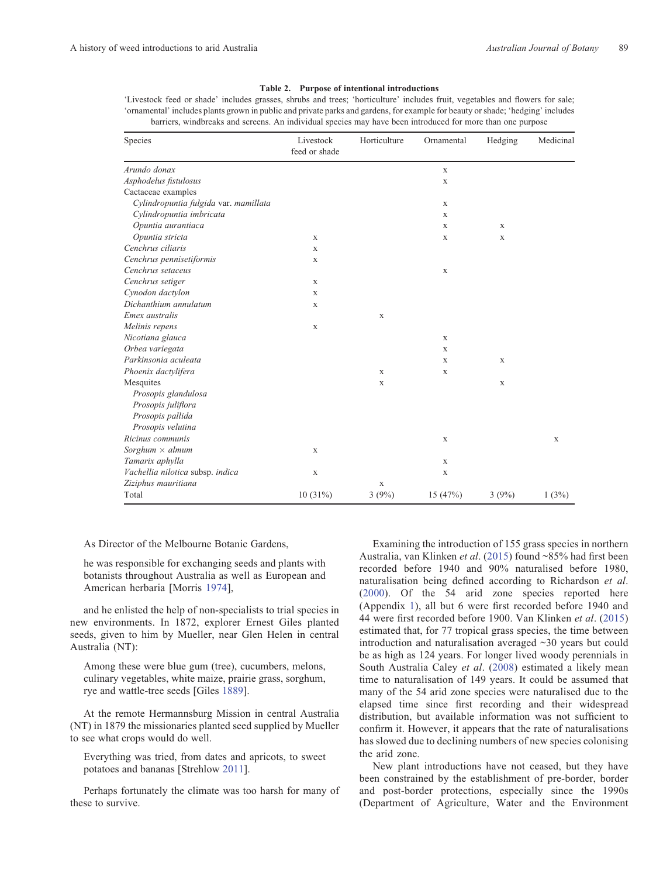**Table 2. Purpose of intentional introductions**

'Livestock feed or shade' includes grasses, shrubs and trees; 'horticulture' includes fruit, vegetables and flowers for sale; 'ornamental' includes plants grown in public and private parks and gardens, for example for beauty or shade; 'hedging' includes barriers, windbreaks and screens. An individual species may have been introduced for more than one purpose

| Species | Livestock feed or shade | Horticulture | Ornamental | Hedging | Medicinal |
|---|---|---|---|---|---|
| *Arundo donax* | | | x | | |
| *Asphodelus fistulosus* | | | x | | |
| Cactaceae examples | | | | | |
| *Cylindropuntia fulgida* var. *mamillata* | | | x | | |
| *Cylindropuntia imbricata* | | | x | | |
| *Opuntia aurantiaca* | | | x | x | |
| *Opuntia stricta* | x | | x | x | |
| *Cenchrus ciliaris* | x | | | | |
| *Cenchrus pennisetiformis* | x | | | | |
| *Cenchrus setaceus* | | | x | | |
| *Cenchrus setiger* | x | | | | |
| *Cynodon dactylon* | x | | | | |
| *Dichanthium annulatum* | x | | | | |
| *Emex australis* | | x | | | |
| *Melinis repens* | x | | | | |
| *Nicotiana glauca* | | | x | | |
| *Orbea variegata* | | | x | | |
| *Parkinsonia aculeata* | | | x | x | |
| *Phoenix dactylifera* | | x | x | | |
| Mesquites | | x | | x | |
| *Prosopis glandulosa* | | | | | |
| *Prosopis juliflora* | | | | | |
| *Prosopis pallida* | | | | | |
| *Prosopis velutina* | | | | | |
| *Ricinus communis* | | | x | | x |
| *Sorghum* × *almum* | x | | | | |
| *Tamarix aphylla* | | | x | | |
| *Vachellia nilotica* subsp. *indica* | x | | x | | |
| *Ziziphus mauritiana* | | x | | | |
| Total | 10 (31%) | 3 (9%) | 15 (47%) | 3 (9%) | 1 (3%) |

As Director of the Melbourne Botanic Gardens,

> he was responsible for exchanging seeds and plants with botanists throughout Australia as well as European and American herbaria [Morris 1974],

and he enlisted the help of non-specialists to trial species in new environments. In 1872, explorer Ernest Giles planted seeds, given to him by Mueller, near Glen Helen in central Australia (NT):

> Among these were blue gum (tree), cucumbers, melons, culinary vegetables, white maize, prairie grass, sorghum, rye and wattle-tree seeds [Giles 1889].

At the remote Hermannsburg Mission in central Australia (NT) in 1879 the missionaries planted seed supplied by Mueller to see what crops would do well.

> Everything was tried, from dates and apricots, to sweet potatoes and bananas [Strehlow 2011].

Perhaps fortunately the climate was too harsh for many of these to survive.

Examining the introduction of 155 grass species in northern Australia, van Klinken *et al*. (2015) found ~85% had first been recorded before 1940 and 90% naturalised before 1980, naturalisation being defined according to Richardson *et al*. (2000). Of the 54 arid zone species reported here (Appendix 1), all but 6 were first recorded before 1940 and 44 were first recorded before 1900. Van Klinken *et al*. (2015) estimated that, for 77 tropical grass species, the time between introduction and naturalisation averaged ~30 years but could be as high as 124 years. For longer lived woody perennials in South Australia Caley *et al*. (2008) estimated a likely mean time to naturalisation of 149 years. It could be assumed that many of the 54 arid zone species were naturalised due to the elapsed time since first recording and their widespread distribution, but available information was not sufficient to confirm it. However, it appears that the rate of naturalisations has slowed due to declining numbers of new species colonising the arid zone.

New plant introductions have not ceased, but they have been constrained by the establishment of pre-border, border and post-border protections, especially since the 1990s (Department of Agriculture, Water and the Environment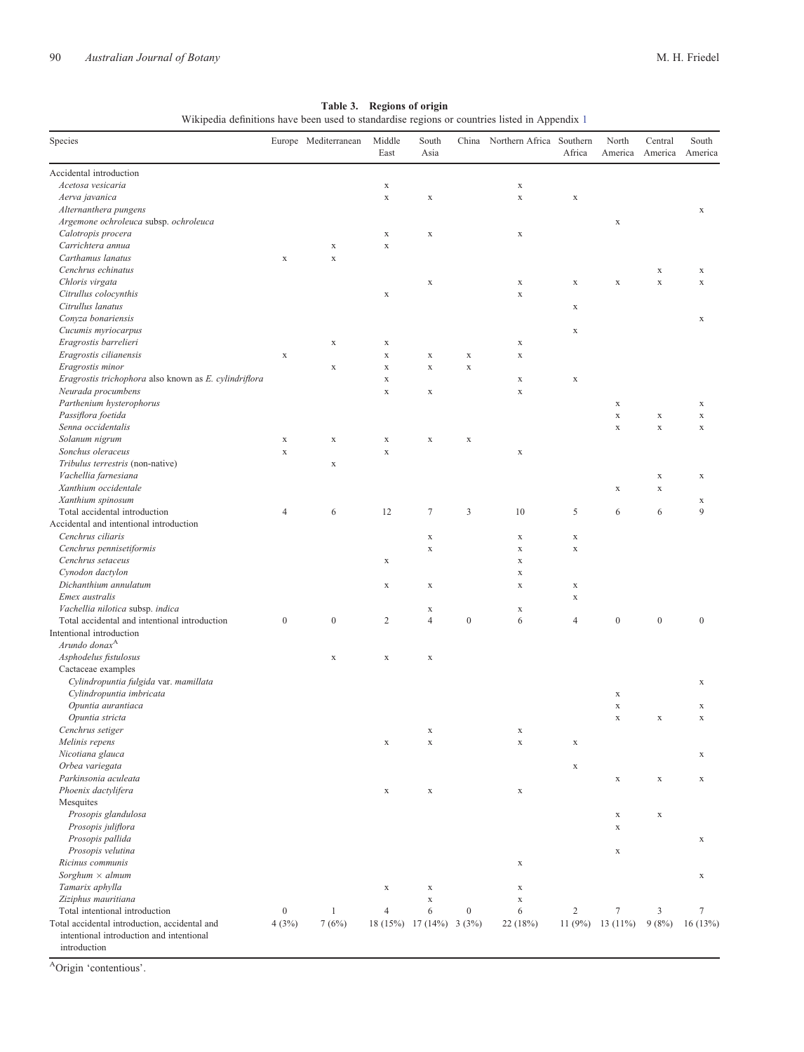**Table 3. Regions of origin**

Wikipedia definitions have been used to standardise regions or countries listed in Appendix 1

| Species | Europe | Mediterranean | Middle East | South Asia | China | Northern Africa | Southern Africa | North America | Central America | South America |
|---|---|---|---|---|---|---|---|---|---|---|
| Accidental introduction | | | | | | | | | | |
| *Acetosa vesicaria* | | | x | | | x | | | | |
| *Aerva javanica* | | | x | x | | x | x | | | |
| *Alternanthera pungens* | | | | | | | | | | x |
| *Argemone ochroleuca* subsp. *ochroleuca* | | | | | | | | x | | |
| *Calotropis procera* | | | x | x | | x | | | | |
| *Carrichtera annua* | | x | x | | | | | | | |
| *Carthamus lanatus* | x | x | | | | | | | | |
| *Cenchrus echinatus* | | | | | | | | | x | x |
| *Chloris virgata* | | | | x | | x | x | x | x | x |
| *Citrullus colocynthis* | | | x | | | x | | | | |
| *Citrullus lanatus* | | | | | | | x | | | |
| *Conyza bonariensis* | | | | | | | | | | x |
| *Cucumis myriocarpus* | | | | | | | x | | | |
| *Eragrostis barrelieri* | | x | x | | | x | | | | |
| *Eragrostis cilianensis* | x | | x | x | x | x | | | | |
| *Eragrostis minor* | | x | x | x | x | | | | | |
| *Eragrostis trichophora* also known as *E. cylindriflora* | | | x | | | x | x | | | |
| *Neurada procumbens* | | | x | x | | x | | | | |
| *Parthenium hysterophorus* | | | | | | | | x | | x |
| *Passiflora foetida* | | | | | | | | x | x | x |
| *Senna occidentalis* | | | | | | | | x | x | x |
| *Solanum nigrum* | x | x | x | x | x | | | | | |
| *Sonchus oleraceus* | x | | x | | | x | | | | |
| *Tribulus terrestris* (non-native) | | x | | | | | | | | |
| *Vachellia farnesiana* | | | | | | | | | x | x |
| *Xanthium occidentale* | | | | | | | | x | x | |
| *Xanthium spinosum* | | | | | | | | | | x |
| Total accidental introduction | 4 | 6 | 12 | 7 | 3 | 10 | 5 | 6 | 6 | 9 |
| Accidental and intentional introduction | | | | | | | | | | |
| *Cenchrus ciliaris* | | | | x | | x | x | | | |
| *Cenchrus pennisetiformis* | | | | x | | x | x | | | |
| *Cenchrus setaceus* | | | x | | | x | | | | |
| *Cynodon dactylon* | | | | | | x | | | | |
| *Dichanthium annulatum* | | | x | x | | x | x | | | |
| *Emex australis* | | | | | | | x | | | |
| *Vachellia nilotica* subsp. *indica* | | | | x | | x | | | | |
| Total accidental and intentional introduction | 0 | 0 | 2 | 4 | 0 | 6 | 4 | 0 | 0 | 0 |
| Intentional introduction | | | | | | | | | | |
| *Arundo donax*[A] | | | | | | | | | | |
| *Asphodelus fistulosus* | | x | x | x | | | | | | |
| Cactaceae examples | | | | | | | | | | |
| *Cylindropuntia fulgida* var. *mamillata* | | | | | | | | | | x |
| *Cylindropuntia imbricata* | | | | | | | | x | | |
| *Opuntia aurantiaca* | | | | | | | | x | | x |
| *Opuntia stricta* | | | | | | | | x | x | x |
| *Cenchrus setiger* | | | | x | | x | | | | |
| *Melinis repens* | | | x | x | | x | x | | | |
| *Nicotiana glauca* | | | | | | | | | | x |
| *Orbea variegata* | | | | | | | x | | | |
| *Parkinsonia aculeata* | | | | | | | | x | x | x |
| *Phoenix dactylifera* | | | x | x | | x | | | | |
| Mesquites | | | | | | | | | | |
| *Prosopis glandulosa* | | | | | | | | x | x | |
| *Prosopis juliflora* | | | | | | | | x | | |
| *Prosopis pallida* | | | | | | | | | | x |
| *Prosopis velutina* | | | | | | | | x | | |
| *Ricinus communis* | | | | | | x | | | | |
| *Sorghum* × *almum* | | | | | | | | | | x |
| *Tamarix aphylla* | | | x | x | | x | | | | |
| *Ziziphus mauritiana* | | | | x | | x | | | | |
| Total intentional introduction | 0 | 1 | 4 | 6 | 0 | 6 | 2 | 7 | 3 | 7 |
| Total accidental introduction, accidental and intentional introduction and intentional introduction | 4 (3%) | 7 (6%) | 18 (15%) | 17 (14%) | 3 (3%) | 22 (18%) | 11 (9%) | 13 (11%) | 9 (8%) | 16 (13%) |

[A]Origin 'contentious'.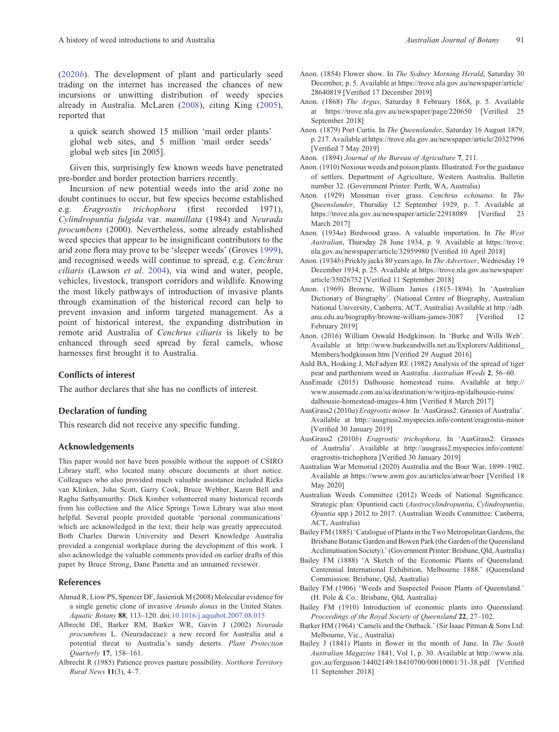(2020*b*). The development of plant and particularly seed trading on the internet has increased the chances of new incursions or unwitting distribution of weedy species already in Australia. McLaren (2008), citing King (2005), reported that

> a quick search showed 15 million 'mail order plants' global web sites, and 5 million 'mail order seeds' global web sites [in 2005].

Given this, surprisingly few known weeds have penetrated pre-border and border protection barriers recently.

Incursion of new potential weeds into the arid zone no doubt continues to occur, but few species become established e.g. *Eragrostis trichophora* (first recorded 1971), *Cylindropuntia fulgida* var. *mamillata* (1984) and *Neurada procumbens* (2000). Nevertheless, some already established weed species that appear to be insignificant contributors to the arid zone flora may prove to be 'sleeper weeds' (Groves 1999), and recognised weeds will continue to spread, e.g. *Cenchrus ciliaris* (Lawson *et al*. 2004), via wind and water, people, vehicles, livestock, transport corridors and wildlife. Knowing the most likely pathways of introduction of invasive plants through examination of the historical record can help to prevent invasion and inform targeted management. As a point of historical interest, the expanding distribution in remote arid Australia of *Cenchrus ciliaris* is likely to be enhanced through seed spread by feral camels, whose harnesses first brought it to Australia.

## Conflicts of interest

The author declares that she has no conflicts of interest.

## Declaration of funding

This research did not receive any specific funding.

## Acknowledgements

This paper would not have been possible without the support of CSIRO Library staff, who located many obscure documents at short notice. Colleagues who also provided much valuable assistance included Rieks van Klinken, John Scott, Garry Cook, Bruce Webber, Karen Bell and Raghu Sathyamurthy. Dick Kimber volunteered many historical records from his collection and the Alice Springs Town Library was also most helpful. Several people provided quotable 'personal communications' which are acknowledged in the text; their help was greatly appreciated. Both Charles Darwin University and Desert Knowledge Australia provided a congenial workplace during the development of this work. I also acknowledge the valuable comments provided on earlier drafts of this paper by Bruce Strong, Dane Panetta and an unnamed reviewer.

## References

Ahmad R, Liow PS, Spencer DF, Jasieniuk M (2008) Molecular evidence for a single genetic clone of invasive *Arundo donax* in the United States. *Aquatic Botany* **88**, 113–120. doi:10.1016/j.aquabot.2007.08.015

Albrecht DE, Barker RM, Barker WR, Gavin J (2002) *Neurada procumbens* L. (Neuradaceae): a new record for Australia and a potential threat to Australia's sandy deserts. *Plant Protection Quarterly* **17**, 158–161.

Albrecht R (1985) Patience proves pasture possibility. *Northern Territory Rural News* **11**(3), 4–7.

Anon. (1854) Flower show. In *The Sydney Morning Herald*, Saturday 30 December, p. 5. Available at https://trove.nla.gov.au/newspaper/article/28640819 [Verified 17 December 2019]

Anon. (1868) *The Argus*, Saturday 8 February 1868, p. 5. Available at https://trove.nla.gov.au/newspaper/page/220650 [Verified 25 September 2018]

Anon. (1879) Port Curtis. In *The Queenslander*, Saturday 16 August 1879, p. 217. Available at https://trove.nla.gov.au/newspaper/article/20327996 [Verified 7 May 2019]

Anon. (1894) *Journal of the Bureau of Agriculture* **7**, 211.

Anon. (1910) Noxious weeds and poison plants. Illustrated. For the guidance of settlers. Department of Agriculture, Western Australia. Bulletin number 32. (Government Printer: Perth, WA, Australia)

Anon. (1929) Mossman river grass. *Cenchrus echinatus*. In *The Queenslander*, Thursday 12 September 1929, p. 7. Available at https://trove.nla.gov.au/newspaper/article/22918089 [Verified 23 March 2017]

Anon. (1934*a*) Birdwood grass. A valuable importation. In *The West Australian*, Thursday 28 June 1934, p. 9. Available at https://trove.nla.gov.au/newspaper/article/32959980 [Verified 10 April 2018]

Anon. (1934*b*) Prickly jacks 80 years ago. In *The Advertiser*, Wednesday 19 December 1934, p. 25. Available at https://trove.nla.gov.au/newspaper/article/35026752 [Verified 11 September 2018]

Anon. (1969) Browne, William James (1815–1894). In 'Australian Dictionary of Biography'. (National Centre of Biography, Australian National University, Canberra, ACT, Australia) Available at http://adb.anu.edu.au/biography/browne-william-james-3087 [Verified 12 February 2019]

Anon. (2016) William Oswald Hodgkinson. In 'Burke and Wills Web'. Available at http://www.burkeandwills.net.au/Explorers/Additional_Members/hodgkinson.htm [Verified 29 August 2016]

Auld BA, Hosking J, McFadyen RE (1982) Analysis of the spread of tiger pear and parthenium weed in Australia. *Australian Weeds* **2**, 56–60.

AusEmade (2015) Dalhousie homestead ruins. Available at http://www.ausemade.com.au/sa/destination/w/witjira-np/dalhousie-ruins/dalhousie-homestead-images-4.htm [Verified 8 March 2017]

AusGrass2 (2010*a*) *Eragrostis minor*. In 'AusGrass2: Grasses of Australia'. Available at http://ausgrass2.myspecies.info/content/eragrostis-minor [Verified 30 January 2019]

AusGrass2 (2010*b*) *Eragrostic trichophora*. In 'AusGrass2: Grasses of Australia'. Available at http://ausgrass2.myspecies.info/content/eragrostis-trichophora [Verified 30 January 2019]

Australian War Memorial (2020) Australia and the Boer War, 1899–1902. Available at https://www.awm.gov.au/articles/atwar/boer [Verified 18 May 2020]

Australian Weeds Committee (2012) Weeds of National Significance. Strategic plan: Opuntioid cacti (*Austrocylindropuntia*, *Cylindropuntia*, *Opuntia* spp.) 2012 to 2017. (Australian Weeds Committee: Canberra, ACT, Australia)

Bailey FM (1885) 'Catalogue of Plants in the Two Metropolitan Gardens, the Brisbane Botanic Garden and Bowen Park (the Garden of the Queensland Acclimatisation Society).' (Government Printer: Brisbane, Qld, Australia)

Bailey FM (1888) 'A Sketch of the Economic Plants of Queensland. Centennial International Exhibition, Melbourne 1888.' (Queensland Commission: Brisbane, Qld, Australia)

Bailey FM (1906) 'Weeds and Suspected Poison Plants of Queensland.' (H. Pole & Co.: Brisbane, Qld, Australia)

Bailey FM (1910) Introduction of economic plants into Queensland. *Proceedings of the Royal Society of Queensland* **22**, 27–102.

Barker HM (1964) 'Camels and the Outback.' (Sir Isaac Pitman & Sons Ltd: Melbourne, Vic., Australia)

Bailey J (1841) Plants in flower in the month of June. In *The South Australian Magazine* 1841, Vol 1, p. 30. Available at http://www.nla.gov.au/ferguson/14402149/18410700/00010001/31-38.pdf [Verified 11 September 2018]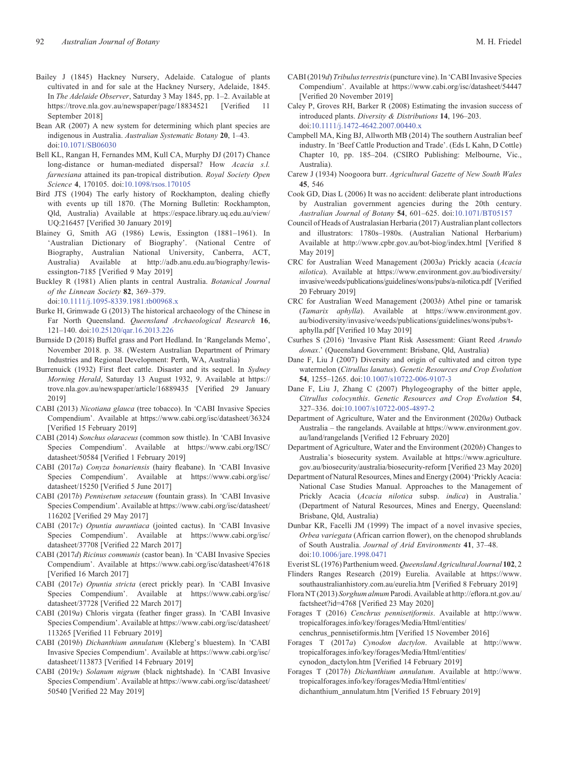Bailey J (1845) Hackney Nursery, Adelaide. Catalogue of plants cultivated in and for sale at the Hackney Nursery, Adelaide, 1845. In *The Adelaide Observer*, Saturday 3 May 1845, pp. 1–2. Available at https://trove.nla.gov.au/newspaper/page/18834521 [Verified 11 September 2018]

Bean AR (2007) A new system for determining which plant species are indigenous in Australia. *Australian Systematic Botany* **20**, 1–43. doi:10.1071/SB06030

Bell KL, Rangan H, Fernandes MM, Kull CA, Murphy DJ (2017) Chance long-distance or human-mediated dispersal? How *Acacia s.l. farnesiana* attained its pan-tropical distribution. *Royal Society Open Science* **4**, 170105. doi:10.1098/rsos.170105

Bird JTS (1904) The early history of Rockhampton, dealing chiefly with events up till 1870. (The Morning Bulletin: Rockhampton, Qld, Australia) Available at https://espace.library.uq.edu.au/view/UQ:216457 [Verified 30 January 2019]

Blainey G, Smith AG (1986) Lewis, Essington (1881–1961). In 'Australian Dictionary of Biography'. (National Centre of Biography, Australian National University, Canberra, ACT, Australia) Available at http://adb.anu.edu.au/biography/lewis-essington-7185 [Verified 9 May 2019]

Buckley R (1981) Alien plants in central Australia. *Botanical Journal of the Linnean Society* **82**, 369–379. doi:10.1111/j.1095-8339.1981.tb00968.x

Burke H, Grimwade G (2013) The historical archaeology of the Chinese in Far North Queensland. *Queensland Archaeological Research* **16**, 121–140. doi:10.25120/qar.16.2013.226

Burnside D (2018) Buffel grass and Port Hedland. In 'Rangelands Memo', November 2018. p. 38. (Western Australian Department of Primary Industries and Regional Development: Perth, WA, Australia)

Burrenuick (1932) First fleet cattle. Disaster and its sequel. In *Sydney Morning Herald*, Saturday 13 August 1932, 9. Available at https://trove.nla.gov.au/newspaper/article/16889435 [Verified 29 January 2019]

CABI (2013) *Nicotiana glauca* (tree tobacco). In 'CABI Invasive Species Compendium'. Available at https://www.cabi.org/isc/datasheet/36324 [Verified 15 February 2019]

CABI (2014) *Sonchus olaraceus* (common sow thistle). In 'CABI Invasive Species Compendium'. Available at https://www.cabi.org/ISC/datasheet/50584 [Verified 1 February 2019]

CABI (2017*a*) *Conyza bonariensis* (hairy fleabane). In 'CABI Invasive Species Compendium'. Available at https://www.cabi.org/isc/datasheet/15250 [Verified 5 June 2017]

CABI (2017*b*) *Pennisetum setaceum* (fountain grass). In 'CABI Invasive Species Compendium'. Available at https://www.cabi.org/isc/datasheet/116202 [Verified 29 May 2017]

CABI (2017*c*) *Opuntia aurantiaca* (jointed cactus). In 'CABI Invasive Species Compendium'. Available at https://www.cabi.org/isc/datasheet/37708 [Verified 22 March 2017]

CABI (2017*d*) *Ricinus communis* (castor bean). In 'CABI Invasive Species Compendium'. Available at https://www.cabi.org/isc/datasheet/47618 [Verified 16 March 2017]

CABI (2017*e*) *Opuntia stricta* (erect prickly pear). In 'CABI Invasive Species Compendium'. Available at https://www.cabi.org/isc/datasheet/37728 [Verified 22 March 2017]

CABI (2019*a*) Chloris virgata (feather finger grass). In 'CABI Invasive Species Compendium'. Available at https://www.cabi.org/isc/datasheet/113265 [Verified 11 February 2019]

CABI (2019*b*) *Dichanthium annulatum* (Kleberg's bluestem). In 'CABI Invasive Species Compendium'. Available at https://www.cabi.org/isc/datasheet/113873 [Verified 14 February 2019]

CABI (2019*c*) *Solanum nigrum* (black nightshade). In 'CABI Invasive Species Compendium'. Available at https://www.cabi.org/isc/datasheet/50540 [Verified 22 May 2019]

CABI (2019*d*) *Tribulus terrestris* (puncture vine). In 'CABI Invasive Species Compendium'. Available at https://www.cabi.org/isc/datasheet/54447 [Verified 20 November 2019]

Caley P, Groves RH, Barker R (2008) Estimating the invasion success of introduced plants. *Diversity & Distributions* **14**, 196–203. doi:10.1111/j.1472-4642.2007.00440.x

Campbell MA, King BJ, Allworth MB (2014) The southern Australian beef industry. In 'Beef Cattle Production and Trade'. (Eds L Kahn, D Cottle) Chapter 10, pp. 185–204. (CSIRO Publishing: Melbourne, Vic., Australia).

Carew J (1934) Noogoora burr. *Agricultural Gazette of New South Wales* **45**, 546

Cook GD, Dias L (2006) It was no accident: deliberate plant introductions by Australian government agencies during the 20th century. *Australian Journal of Botany* **54**, 601–625. doi:10.1071/BT05157

Council of Heads of Australasian Herbaria (2017) Australian plant collectors and illustrators: 1780s–1980s. (Australian National Herbarium) Available at http://www.cpbr.gov.au/bot-biog/index.html [Verified 8 May 2019]

CRC for Australian Weed Management (2003*a*) Prickly acacia (*Acacia nilotica*). Available at https://www.environment.gov.au/biodiversity/invasive/weeds/publications/guidelines/wons/pubs/a-nilotica.pdf [Verified 20 February 2019]

CRC for Australian Weed Management (2003*b*) Athel pine or tamarisk (*Tamarix aphylla*). Available at https://www.environment.gov.au/biodiversity/invasive/weeds/publications/guidelines/wons/pubs/t-aphylla.pdf [Verified 10 May 2019]

Csurhes S (2016) 'Invasive Plant Risk Assessment: Giant Reed *Arundo donax*.' (Queensland Government: Brisbane, Qld, Australia)

Dane F, Liu J (2007) Diversity and origin of cultivated and citron type watermelon (*Citrullus lanatus*). *Genetic Resources and Crop Evolution* **54**, 1255–1265. doi:10.1007/s10722-006-9107-3

Dane F, Liu J, Zhang C (2007) Phylogeography of the bitter apple, *Citrullus colocynthis*. *Genetic Resources and Crop Evolution* **54**, 327–336. doi:10.1007/s10722-005-4897-2

Department of Agriculture, Water and the Environment (2020*a*) Outback Australia – the rangelands. Available at https://www.environment.gov.au/land/rangelands [Verified 12 February 2020]

Department of Agriculture, Water and the Environment (2020*b*) Changes to Australia's biosecurity system. Available at https://www.agriculture.gov.au/biosecurity/australia/biosecurity-reform [Verified 23 May 2020]

Department of Natural Resources, Mines and Energy (2004) 'Prickly Acacia: National Case Studies Manual. Approaches to the Management of Prickly Acacia (*Acacia nilotica* subsp. *indica*) in Australia.' (Department of Natural Resources, Mines and Energy, Queensland: Brisbane, Qld, Australia)

Dunbar KR, Facelli JM (1999) The impact of a novel invasive species, *Orbea variegata* (African carrion flower), on the chenopod shrublands of South Australia. *Journal of Arid Environments* **41**, 37–48. doi:10.1006/jare.1998.0471

Everist SL (1976) Parthenium weed. *Queensland Agricultural Journal* **102**, 2

Flinders Ranges Research (2019) Eurelia. Available at https://www.southaustralianhistory.com.au/eurelia.htm [Verified 8 February 2019]

Flora NT (2013) *Sorghum almum* Parodi. Available at http://eflora.nt.gov.au/factsheet?id=4768 [Verified 23 May 2020]

Forages T (2016) *Cenchrus pennisetiformis*. Available at http://www.tropicalforages.info/key/forages/Media/Html/entities/cenchrus_pennisetiformis.htm [Verified 15 November 2016]

Forages T (2017*a*) *Cynodon dactylon*. Available at http://www.tropicalforages.info/key/forages/Media/Html/entities/cynodon_dactylon.htm [Verified 14 February 2019]

Forages T (2017*b*) *Dichanthium annulatum*. Available at http://www.tropicalforages.info/key/forages/Media/Html/entities/dichanthium_annulatum.htm [Verified 15 February 2019]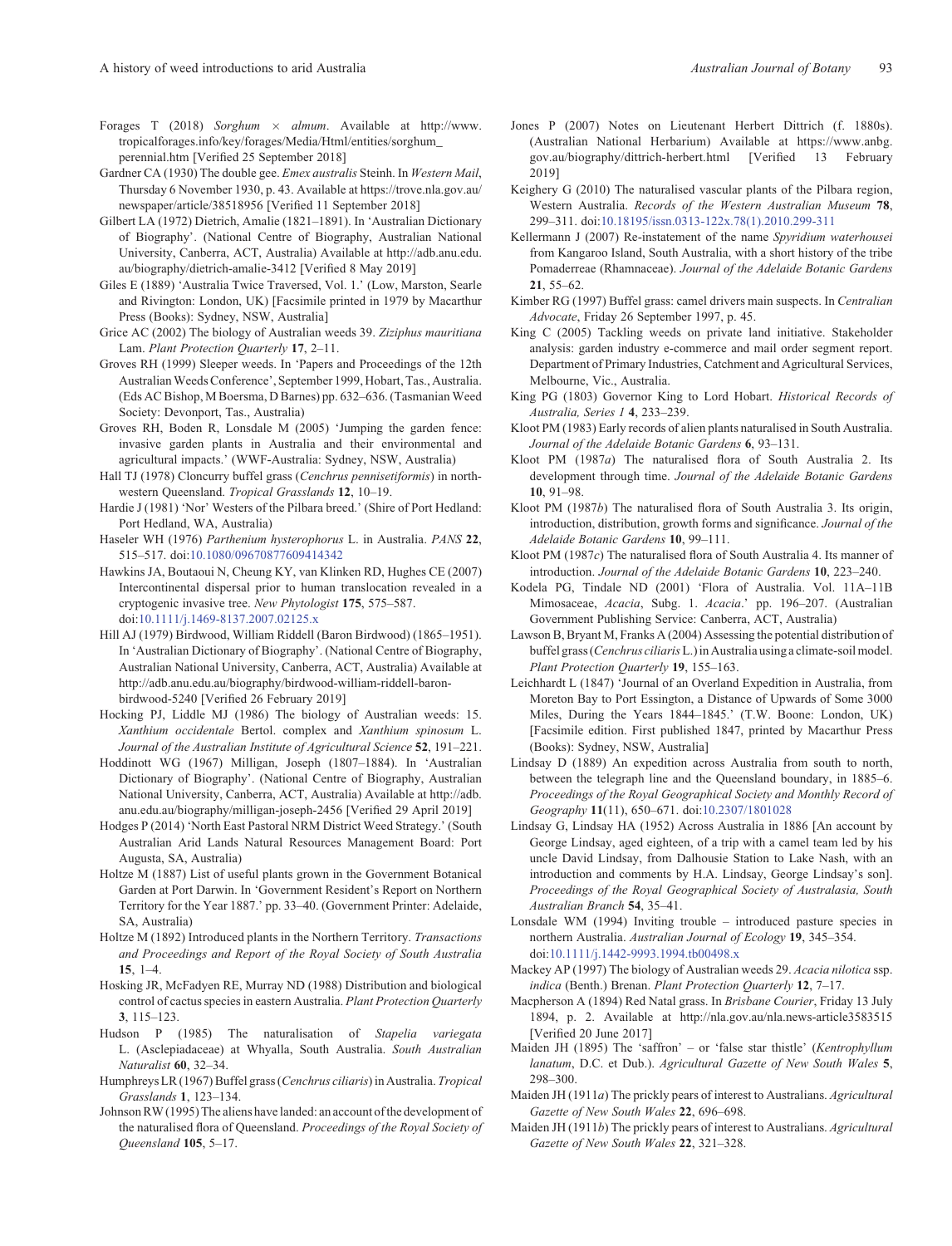Forages T (2018) *Sorghum* × *almum*. Available at http://www.tropicalforages.info/key/forages/Media/Html/entities/sorghum_perennial.htm [Verified 25 September 2018]

Gardner CA (1930) The double gee. *Emex australis* Steinh. In *Western Mail*, Thursday 6 November 1930, p. 43. Available at https://trove.nla.gov.au/newspaper/article/38518956 [Verified 11 September 2018]

Gilbert LA (1972) Dietrich, Amalie (1821–1891). In 'Australian Dictionary of Biography'. (National Centre of Biography, Australian National University, Canberra, ACT, Australia) Available at http://adb.anu.edu.au/biography/dietrich-amalie-3412 [Verified 8 May 2019]

Giles E (1889) 'Australia Twice Traversed, Vol. 1.' (Low, Marston, Searle and Rivington: London, UK) [Facsimile printed in 1979 by Macarthur Press (Books): Sydney, NSW, Australia]

Grice AC (2002) The biology of Australian weeds 39. *Ziziphus mauritiana* Lam. *Plant Protection Quarterly* **17**, 2–11.

Groves RH (1999) Sleeper weeds. In 'Papers and Proceedings of the 12th Australian Weeds Conference', September 1999, Hobart, Tas., Australia. (Eds AC Bishop, M Boersma, D Barnes) pp. 632–636. (Tasmanian Weed Society: Devonport, Tas., Australia)

Groves RH, Boden R, Lonsdale M (2005) 'Jumping the garden fence: invasive garden plants in Australia and their environmental and agricultural impacts.' (WWF-Australia: Sydney, NSW, Australia)

Hall TJ (1978) Cloncurry buffel grass (*Cenchrus pennisetiformis*) in north-western Queensland. *Tropical Grasslands* **12**, 10–19.

Hardie J (1981) 'Nor' Westers of the Pilbara breed.' (Shire of Port Hedland: Port Hedland, WA, Australia)

Haseler WH (1976) *Parthenium hysterophorus* L. in Australia. *PANS* **22**, 515–517. doi:10.1080/09670877609414342

Hawkins JA, Boutaoui N, Cheung KY, van Klinken RD, Hughes CE (2007) Intercontinental dispersal prior to human translocation revealed in a cryptogenic invasive tree. *New Phytologist* **175**, 575–587. doi:10.1111/j.1469-8137.2007.02125.x

Hill AJ (1979) Birdwood, William Riddell (Baron Birdwood) (1865–1951). In 'Australian Dictionary of Biography'. (National Centre of Biography, Australian National University, Canberra, ACT, Australia) Available at http://adb.anu.edu.au/biography/birdwood-william-riddell-baron-birdwood-5240 [Verified 26 February 2019]

Hocking PJ, Liddle MJ (1986) The biology of Australian weeds: 15. *Xanthium occidentale* Bertol. complex and *Xanthium spinosum* L. *Journal of the Australian Institute of Agricultural Science* **52**, 191–221.

Hoddinott WG (1967) Milligan, Joseph (1807–1884). In 'Australian Dictionary of Biography'. (National Centre of Biography, Australian National University, Canberra, ACT, Australia) Available at http://adb.anu.edu.au/biography/milligan-joseph-2456 [Verified 29 April 2019]

Hodges P (2014) 'North East Pastoral NRM District Weed Strategy.' (South Australian Arid Lands Natural Resources Management Board: Port Augusta, SA, Australia)

Holtze M (1887) List of useful plants grown in the Government Botanical Garden at Port Darwin. In 'Government Resident's Report on Northern Territory for the Year 1887.' pp. 33–40. (Government Printer: Adelaide, SA, Australia)

Holtze M (1892) Introduced plants in the Northern Territory. *Transactions and Proceedings and Report of the Royal Society of South Australia* **15**, 1–4.

Hosking JR, McFadyen RE, Murray ND (1988) Distribution and biological control of cactus species in eastern Australia. *Plant Protection Quarterly* **3**, 115–123.

Hudson P (1985) The naturalisation of *Stapelia variegata* L. (Asclepiadaceae) at Whyalla, South Australia. *South Australian Naturalist* **60**, 32–34.

Humphreys LR (1967) Buffel grass (*Cenchrus ciliaris*) in Australia. *Tropical Grasslands* **1**, 123–134.

Johnson RW (1995) The aliens have landed: an account of the development of the naturalised flora of Queensland. *Proceedings of the Royal Society of Queensland* **105**, 5–17.

Jones P (2007) Notes on Lieutenant Herbert Dittrich (f. 1880s). (Australian National Herbarium) Available at https://www.anbg.gov.au/biography/dittrich-herbert.html [Verified 13 February 2019]

Keighery G (2010) The naturalised vascular plants of the Pilbara region, Western Australia. *Records of the Western Australian Museum* **78**, 299–311. doi:10.18195/issn.0313-122x.78(1).2010.299-311

Kellermann J (2007) Re-instatement of the name *Spyridium waterhousei* from Kangaroo Island, South Australia, with a short history of the tribe Pomaderreae (Rhamnaceae). *Journal of the Adelaide Botanic Gardens* **21**, 55–62.

Kimber RG (1997) Buffel grass: camel drivers main suspects. In *Centralian Advocate*, Friday 26 September 1997, p. 45.

King C (2005) Tackling weeds on private land initiative. Stakeholder analysis: garden industry e-commerce and mail order segment report. Department of Primary Industries, Catchment and Agricultural Services, Melbourne, Vic., Australia.

King PG (1803) Governor King to Lord Hobart. *Historical Records of Australia, Series 1* **4**, 233–239.

Kloot PM (1983) Early records of alien plants naturalised in South Australia. *Journal of the Adelaide Botanic Gardens* **6**, 93–131.

Kloot PM (1987*a*) The naturalised flora of South Australia 2. Its development through time. *Journal of the Adelaide Botanic Gardens* **10**, 91–98.

Kloot PM (1987*b*) The naturalised flora of South Australia 3. Its origin, introduction, distribution, growth forms and significance. *Journal of the Adelaide Botanic Gardens* **10**, 99–111.

Kloot PM (1987*c*) The naturalised flora of South Australia 4. Its manner of introduction. *Journal of the Adelaide Botanic Gardens* **10**, 223–240.

Kodela PG, Tindale ND (2001) 'Flora of Australia. Vol. 11A–11B Mimosaceae, *Acacia*, Subg. 1. *Acacia*.' pp. 196–207. (Australian Government Publishing Service: Canberra, ACT, Australia)

Lawson B, Bryant M, Franks A (2004) Assessing the potential distribution of buffel grass (*Cenchrus ciliaris* L.) in Australia using a climate-soil model. *Plant Protection Quarterly* **19**, 155–163.

Leichhardt L (1847) 'Journal of an Overland Expedition in Australia, from Moreton Bay to Port Essington, a Distance of Upwards of Some 3000 Miles, During the Years 1844–1845.' (T.W. Boone: London, UK) [Facsimile edition. First published 1847, printed by Macarthur Press (Books): Sydney, NSW, Australia]

Lindsay D (1889) An expedition across Australia from south to north, between the telegraph line and the Queensland boundary, in 1885–6. *Proceedings of the Royal Geographical Society and Monthly Record of Geography* **11**(11), 650–671. doi:10.2307/1801028

Lindsay G, Lindsay HA (1952) Across Australia in 1886 [An account by George Lindsay, aged eighteen, of a trip with a camel team led by his uncle David Lindsay, from Dalhousie Station to Lake Nash, with an introduction and comments by H.A. Lindsay, George Lindsay's son]. *Proceedings of the Royal Geographical Society of Australasia, South Australian Branch* **54**, 35–41.

Lonsdale WM (1994) Inviting trouble – introduced pasture species in northern Australia. *Australian Journal of Ecology* **19**, 345–354. doi:10.1111/j.1442-9993.1994.tb00498.x

Mackey AP (1997) The biology of Australian weeds 29. *Acacia nilotica* ssp. *indica* (Benth.) Brenan. *Plant Protection Quarterly* **12**, 7–17.

Macpherson A (1894) Red Natal grass. In *Brisbane Courier*, Friday 13 July 1894, p. 2. Available at http://nla.gov.au/nla.news-article3583515 [Verified 20 June 2017]

Maiden JH (1895) The 'saffron' – or 'false star thistle' (*Kentrophyllum lanatum*, D.C. et Dub.). *Agricultural Gazette of New South Wales* **5**, 298–300.

Maiden JH (1911*a*) The prickly pears of interest to Australians. *Agricultural Gazette of New South Wales* **22**, 696–698.

Maiden JH (1911*b*) The prickly pears of interest to Australians. *Agricultural Gazette of New South Wales* **22**, 321–328.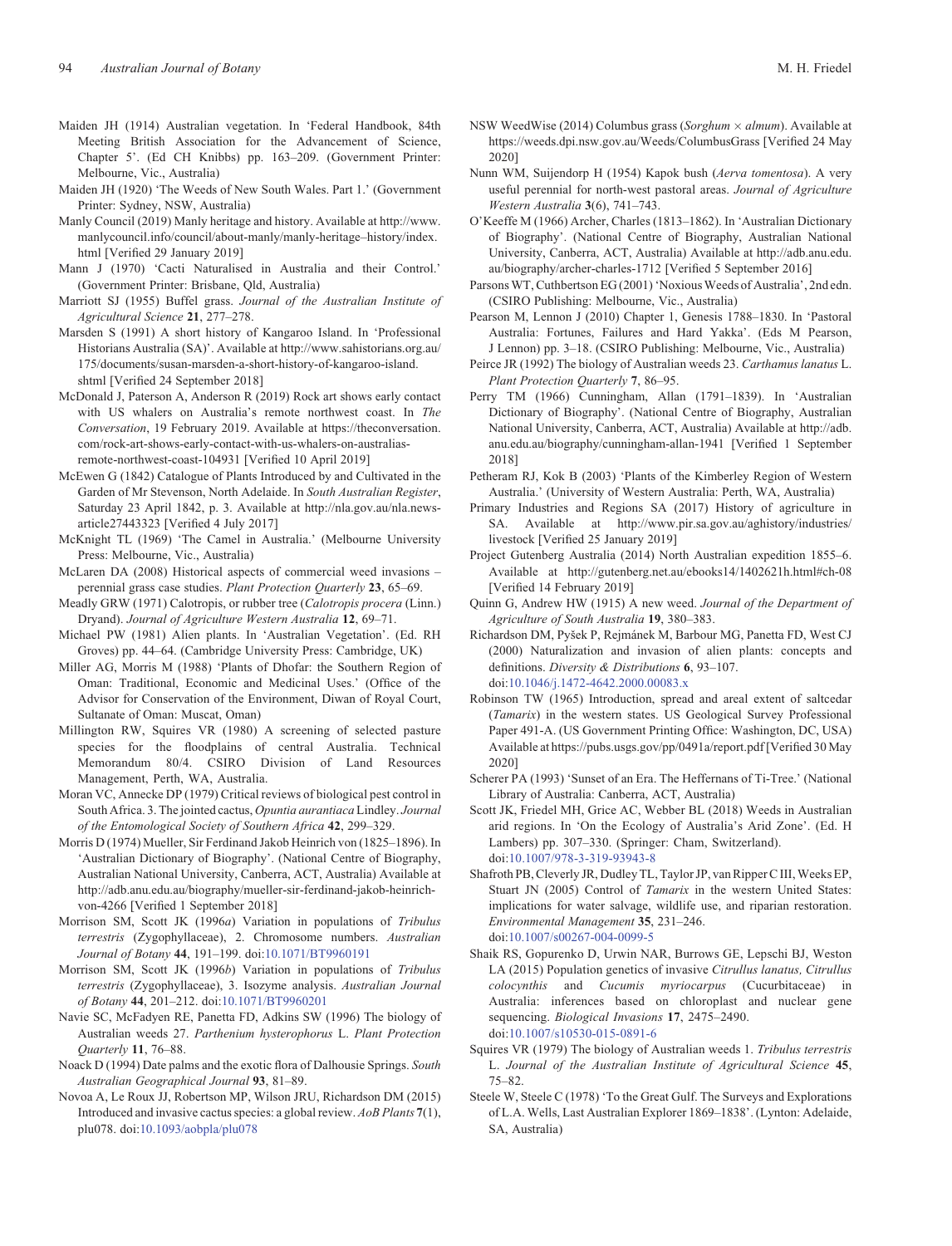Maiden JH (1914) Australian vegetation. In 'Federal Handbook, 84th Meeting British Association for the Advancement of Science, Chapter 5'. (Ed CH Knibbs) pp. 163–209. (Government Printer: Melbourne, Vic., Australia)

Maiden JH (1920) 'The Weeds of New South Wales. Part 1.' (Government Printer: Sydney, NSW, Australia)

Manly Council (2019) Manly heritage and history. Available at http://www.manlycouncil.info/council/about-manly/manly-heritage–history/index.html [Verified 29 January 2019]

Mann J (1970) 'Cacti Naturalised in Australia and their Control.' (Government Printer: Brisbane, Qld, Australia)

Marriott SJ (1955) Buffel grass. *Journal of the Australian Institute of Agricultural Science* **21**, 277–278.

Marsden S (1991) A short history of Kangaroo Island. In 'Professional Historians Australia (SA)'. Available at http://www.sahistorians.org.au/175/documents/susan-marsden-a-short-history-of-kangaroo-island.shtml [Verified 24 September 2018]

McDonald J, Paterson A, Anderson R (2019) Rock art shows early contact with US whalers on Australia's remote northwest coast. In *The Conversation*, 19 February 2019. Available at https://theconversation.com/rock-art-shows-early-contact-with-us-whalers-on-australias-remote-northwest-coast-104931 [Verified 10 April 2019]

McEwen G (1842) Catalogue of Plants Introduced by and Cultivated in the Garden of Mr Stevenson, North Adelaide. In *South Australian Register*, Saturday 23 April 1842, p. 3. Available at http://nla.gov.au/nla.news-article27443323 [Verified 4 July 2017]

McKnight TL (1969) 'The Camel in Australia.' (Melbourne University Press: Melbourne, Vic., Australia)

McLaren DA (2008) Historical aspects of commercial weed invasions – perennial grass case studies. *Plant Protection Quarterly* **23**, 65–69.

Meadly GRW (1971) Calotropis, or rubber tree (*Calotropis procera* (Linn.) Dryand). *Journal of Agriculture Western Australia* **12**, 69–71.

Michael PW (1981) Alien plants. In 'Australian Vegetation'. (Ed. RH Groves) pp. 44–64. (Cambridge University Press: Cambridge, UK)

Miller AG, Morris M (1988) 'Plants of Dhofar: the Southern Region of Oman: Traditional, Economic and Medicinal Uses.' (Office of the Advisor for Conservation of the Environment, Diwan of Royal Court, Sultanate of Oman: Muscat, Oman)

Millington RW, Squires VR (1980) A screening of selected pasture species for the floodplains of central Australia. Technical Memorandum 80/4. CSIRO Division of Land Resources Management, Perth, WA, Australia.

Moran VC, Annecke DP (1979) Critical reviews of biological pest control in South Africa. 3. The jointed cactus, *Opuntia aurantiaca* Lindley. *Journal of the Entomological Society of Southern Africa* **42**, 299–329.

Morris D (1974) Mueller, Sir Ferdinand Jakob Heinrich von (1825–1896). In 'Australian Dictionary of Biography'. (National Centre of Biography, Australian National University, Canberra, ACT, Australia) Available at http://adb.anu.edu.au/biography/mueller-sir-ferdinand-jakob-heinrich-von-4266 [Verified 1 September 2018]

Morrison SM, Scott JK (1996*a*) Variation in populations of *Tribulus terrestris* (Zygophyllaceae), 2. Chromosome numbers. *Australian Journal of Botany* **44**, 191–199. doi:10.1071/BT9960191

Morrison SM, Scott JK (1996*b*) Variation in populations of *Tribulus terrestris* (Zygophyllaceae), 3. Isozyme analysis. *Australian Journal of Botany* **44**, 201–212. doi:10.1071/BT9960201

Navie SC, McFadyen RE, Panetta FD, Adkins SW (1996) The biology of Australian weeds 27. *Parthenium hysterophorus* L. *Plant Protection Quarterly* **11**, 76–88.

Noack D (1994) Date palms and the exotic flora of Dalhousie Springs. *South Australian Geographical Journal* **93**, 81–89.

Novoa A, Le Roux JJ, Robertson MP, Wilson JRU, Richardson DM (2015) Introduced and invasive cactus species: a global review. *AoB Plants* **7**(1), plu078. doi:10.1093/aobpla/plu078

NSW WeedWise (2014) Columbus grass (*Sorghum* × *almum*). Available at https://weeds.dpi.nsw.gov.au/Weeds/ColumbusGrass [Verified 24 May 2020]

Nunn WM, Suijendorp H (1954) Kapok bush (*Aerva tomentosa*). A very useful perennial for north-west pastoral areas. *Journal of Agriculture Western Australia* **3**(6), 741–743.

O'Keeffe M (1966) Archer, Charles (1813–1862). In 'Australian Dictionary of Biography'. (National Centre of Biography, Australian National University, Canberra, ACT, Australia) Available at http://adb.anu.edu.au/biography/archer-charles-1712 [Verified 5 September 2016]

Parsons WT, Cuthbertson EG (2001) 'Noxious Weeds of Australia', 2nd edn. (CSIRO Publishing: Melbourne, Vic., Australia)

Pearson M, Lennon J (2010) Chapter 1, Genesis 1788–1830. In 'Pastoral Australia: Fortunes, Failures and Hard Yakka'. (Eds M Pearson, J Lennon) pp. 3–18. (CSIRO Publishing: Melbourne, Vic., Australia)

Peirce JR (1992) The biology of Australian weeds 23. *Carthamus lanatus* L. *Plant Protection Quarterly* **7**, 86–95.

Perry TM (1966) Cunningham, Allan (1791–1839). In 'Australian Dictionary of Biography'. (National Centre of Biography, Australian National University, Canberra, ACT, Australia) Available at http://adb.anu.edu.au/biography/cunningham-allan-1941 [Verified 1 September 2018]

Petheram RJ, Kok B (2003) 'Plants of the Kimberley Region of Western Australia.' (University of Western Australia: Perth, WA, Australia)

Primary Industries and Regions SA (2017) History of agriculture in SA. Available at http://www.pir.sa.gov.au/aghistory/industries/livestock [Verified 25 January 2019]

Project Gutenberg Australia (2014) North Australian expedition 1855–6. Available at http://gutenberg.net.au/ebooks14/1402621h.html#ch-08 [Verified 14 February 2019]

Quinn G, Andrew HW (1915) A new weed. *Journal of the Department of Agriculture of South Australia* **19**, 380–383.

Richardson DM, Pyšek P, Rejmánek M, Barbour MG, Panetta FD, West CJ (2000) Naturalization and invasion of alien plants: concepts and definitions. *Diversity & Distributions* **6**, 93–107. doi:10.1046/j.1472-4642.2000.00083.x

Robinson TW (1965) Introduction, spread and areal extent of saltcedar (*Tamarix*) in the western states. US Geological Survey Professional Paper 491-A. (US Government Printing Office: Washington, DC, USA) Available at https://pubs.usgs.gov/pp/0491a/report.pdf [Verified 30 May 2020]

Scherer PA (1993) 'Sunset of an Era. The Heffernans of Ti-Tree.' (National Library of Australia: Canberra, ACT, Australia)

Scott JK, Friedel MH, Grice AC, Webber BL (2018) Weeds in Australian arid regions. In 'On the Ecology of Australia's Arid Zone'. (Ed. H Lambers) pp. 307–330. (Springer: Cham, Switzerland). doi:10.1007/978-3-319-93943-8

Shafroth PB, Cleverly JR, Dudley TL, Taylor JP, van Ripper C III, Weeks EP, Stuart JN (2005) Control of *Tamarix* in the western United States: implications for water salvage, wildlife use, and riparian restoration. *Environmental Management* **35**, 231–246. doi:10.1007/s00267-004-0099-5

Shaik RS, Gopurenko D, Urwin NAR, Burrows GE, Lepschi BJ, Weston LA (2015) Population genetics of invasive *Citrullus lanatus, Citrullus colocynthis* and *Cucumis myriocarpus* (Cucurbitaceae) in Australia: inferences based on chloroplast and nuclear gene sequencing. *Biological Invasions* **17**, 2475–2490. doi:10.1007/s10530-015-0891-6

Squires VR (1979) The biology of Australian weeds 1. *Tribulus terrestris* L. *Journal of the Australian Institute of Agricultural Science* **45**, 75–82.

Steele W, Steele C (1978) 'To the Great Gulf. The Surveys and Explorations of L.A. Wells, Last Australian Explorer 1869–1838'. (Lynton: Adelaide, SA, Australia)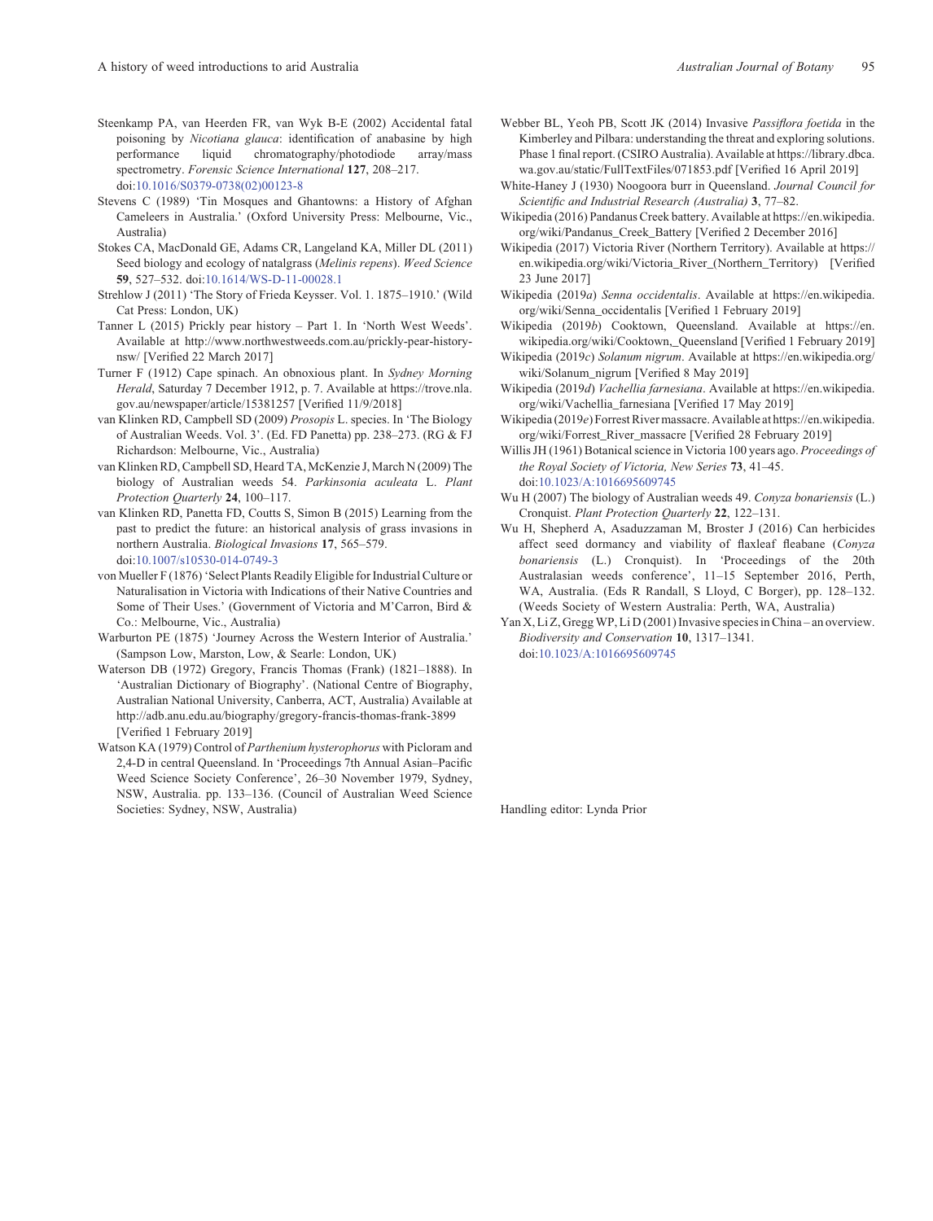Steenkamp PA, van Heerden FR, van Wyk B-E (2002) Accidental fatal poisoning by *Nicotiana glauca*: identification of anabasine by high performance liquid chromatography/photodiode array/mass spectrometry. *Forensic Science International* **127**, 208–217. doi:10.1016/S0379-0738(02)00123-8

Stevens C (1989) 'Tin Mosques and Ghantowns: a History of Afghan Cameleers in Australia.' (Oxford University Press: Melbourne, Vic., Australia)

Stokes CA, MacDonald GE, Adams CR, Langeland KA, Miller DL (2011) Seed biology and ecology of natalgrass (*Melinis repens*). *Weed Science* **59**, 527–532. doi:10.1614/WS-D-11-00028.1

Strehlow J (2011) 'The Story of Frieda Keysser. Vol. 1. 1875–1910.' (Wild Cat Press: London, UK)

Tanner L (2015) Prickly pear history – Part 1. In 'North West Weeds'. Available at http://www.northwestweeds.com.au/prickly-pear-history-nsw/ [Verified 22 March 2017]

Turner F (1912) Cape spinach. An obnoxious plant. In *Sydney Morning Herald*, Saturday 7 December 1912, p. 7. Available at https://trove.nla.gov.au/newspaper/article/15381257 [Verified 11/9/2018]

van Klinken RD, Campbell SD (2009) *Prosopis* L. species. In 'The Biology of Australian Weeds. Vol. 3'. (Ed. FD Panetta) pp. 238–273. (RG & FJ Richardson: Melbourne, Vic., Australia)

van Klinken RD, Campbell SD, Heard TA, McKenzie J, March N (2009) The biology of Australian weeds 54. *Parkinsonia aculeata* L. *Plant Protection Quarterly* **24**, 100–117.

van Klinken RD, Panetta FD, Coutts S, Simon B (2015) Learning from the past to predict the future: an historical analysis of grass invasions in northern Australia. *Biological Invasions* **17**, 565–579. doi:10.1007/s10530-014-0749-3

von Mueller F (1876) 'Select Plants Readily Eligible for Industrial Culture or Naturalisation in Victoria with Indications of their Native Countries and Some of Their Uses.' (Government of Victoria and M'Carron, Bird & Co.: Melbourne, Vic., Australia)

Warburton PE (1875) 'Journey Across the Western Interior of Australia.' (Sampson Low, Marston, Low, & Searle: London, UK)

Waterson DB (1972) Gregory, Francis Thomas (Frank) (1821–1888). In 'Australian Dictionary of Biography'. (National Centre of Biography, Australian National University, Canberra, ACT, Australia) Available at http://adb.anu.edu.au/biography/gregory-francis-thomas-frank-3899 [Verified 1 February 2019]

Watson KA (1979) Control of *Parthenium hysterophorus* with Picloram and 2,4-D in central Queensland. In 'Proceedings 7th Annual Asian–Pacific Weed Science Society Conference', 26–30 November 1979, Sydney, NSW, Australia. pp. 133–136. (Council of Australian Weed Science Societies: Sydney, NSW, Australia)

Webber BL, Yeoh PB, Scott JK (2014) Invasive *Passiflora foetida* in the Kimberley and Pilbara: understanding the threat and exploring solutions. Phase 1 final report. (CSIRO Australia). Available at https://library.dbca.wa.gov.au/static/FullTextFiles/071853.pdf [Verified 16 April 2019]

White-Haney J (1930) Noogoora burr in Queensland. *Journal Council for Scientific and Industrial Research (Australia)* **3**, 77–82.

Wikipedia (2016) Pandanus Creek battery. Available at https://en.wikipedia.org/wiki/Pandanus_Creek_Battery [Verified 2 December 2016]

Wikipedia (2017) Victoria River (Northern Territory). Available at https://en.wikipedia.org/wiki/Victoria_River_(Northern_Territory) [Verified 23 June 2017]

Wikipedia (2019*a*) *Senna occidentalis*. Available at https://en.wikipedia.org/wiki/Senna_occidentalis [Verified 1 February 2019]

Wikipedia (2019*b*) Cooktown, Queensland. Available at https://en.wikipedia.org/wiki/Cooktown,_Queensland [Verified 1 February 2019]

Wikipedia (2019*c*) *Solanum nigrum*. Available at https://en.wikipedia.org/wiki/Solanum_nigrum [Verified 8 May 2019]

Wikipedia (2019*d*) *Vachellia farnesiana*. Available at https://en.wikipedia.org/wiki/Vachellia_farnesiana [Verified 17 May 2019]

Wikipedia (2019*e*) Forrest River massacre. Available at https://en.wikipedia.org/wiki/Forrest_River_massacre [Verified 28 February 2019]

Willis JH (1961) Botanical science in Victoria 100 years ago. *Proceedings of the Royal Society of Victoria, New Series* **73**, 41–45. doi:10.1023/A:1016695609745

Wu H (2007) The biology of Australian weeds 49. *Conyza bonariensis* (L.) Cronquist. *Plant Protection Quarterly* **22**, 122–131.

Wu H, Shepherd A, Asaduzzaman M, Broster J (2016) Can herbicides affect seed dormancy and viability of flaxleaf fleabane (*Conyza bonariensis* (L.) Cronquist). In 'Proceedings of the 20th Australasian weeds conference', 11–15 September 2016, Perth, WA, Australia. (Eds R Randall, S Lloyd, C Borger), pp. 128–132. (Weeds Society of Western Australia: Perth, WA, Australia)

Yan X, Li Z, Gregg WP, Li D (2001) Invasive species in China – an overview. *Biodiversity and Conservation* **10**, 1317–1341. doi:10.1023/A:1016695609745

Handling editor: Lynda Prior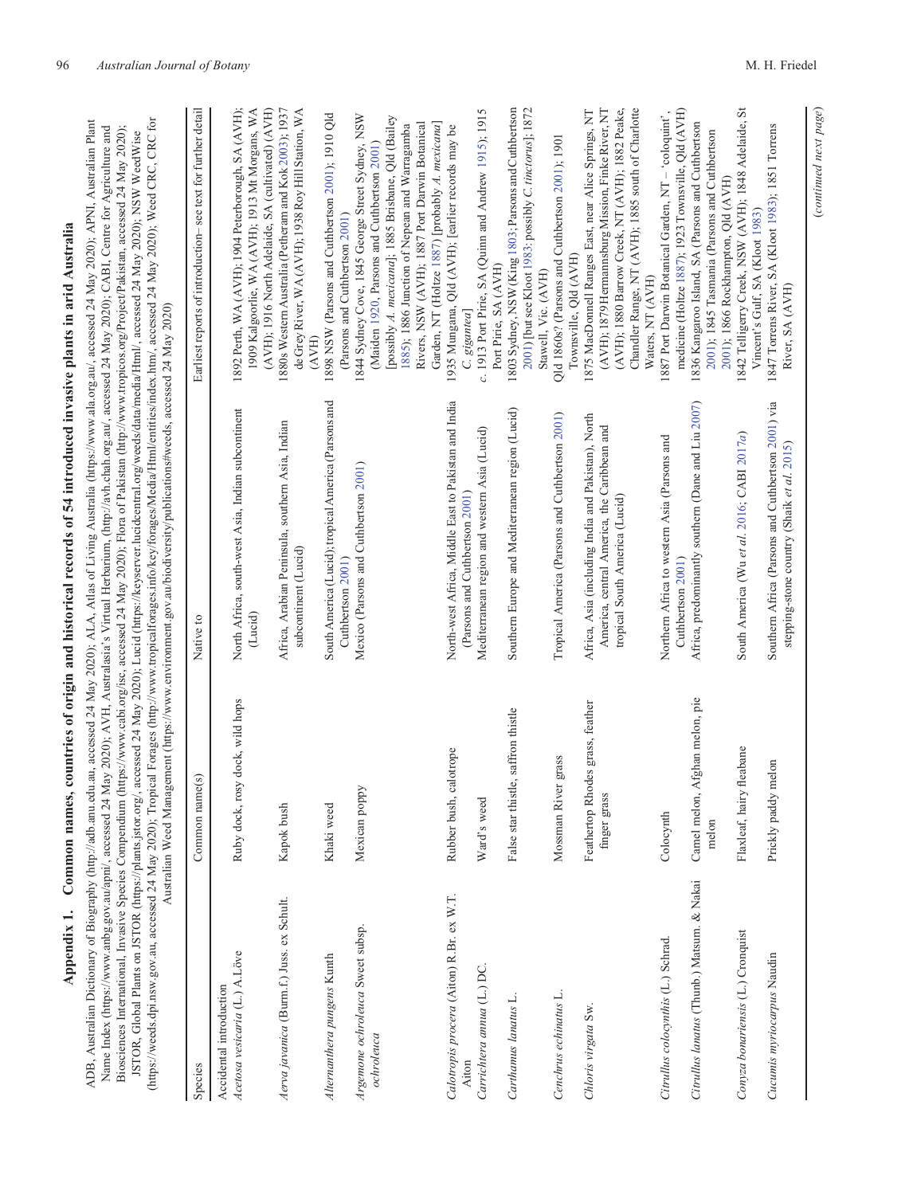## Appendix 1. Common names, countries of origin and historical records of 54 introduced invasive plants in arid Australia

ADB, Australian Dictionary of Biography (http://adb.anu.edu.au, accessed 24 May 2020); ALA, Atlas of Living Australia (https://www.ala.org.au/, accessed 24 May 2020); APNI, Australian Plant Name Index (https://www.anbg.gov.au/apni/, accessed 24 May 2020); AVH, Australasia's Virtual Herbarium, (http://avh.chah.org.au/, accessed 24 May 2020); CABI, Centre for Agriculture and Biosciences International, Invasive Species Compendium (https://www.cabi.org/isc, accessed 24 May 2020); Flora of Pakistan (http://www.tropicos.org/Project/Pakistan, accessed 24 May 2020); JSTOR, Global Plants on JSTOR (https://plants.jstor.org/, accessed 24 May 2020); Lucid (https://keyserver.lucidcentral.org/weeds/data/media/Html/, accessed 24 May 2020); NSW WeedWise (https://weeds.dpi.nsw.gov.au, accessed 24 May 2020); Tropical Forages (http://www.tropicalforages.info/key/forages/Media/Html/entities/index.htm, accessed 24 May 2020); Weed CRC, CRC for Australian Weed Management (https://www.environment.gov.au/biodiversity/publications#weeds, accessed 24 May 2020)

| Species | Common name(s) | Native to | Earliest reports of introduction– see text for further detail |
|---|---|---|---|
| Accidental introduction | | | |
| *Acetosa vesicaria* (L.) A.Löve | Ruby dock, rosy dock, wild hops | North Africa, south-west Asia, Indian subcontinent (Lucid) | 1892 Perth, WA (AVH); 1904 Peterborough, SA (AVH); 1909 Kalgoorlie, WA (AVH); 1913 Mt Morgans, WA (AVH); 1916 North Adelaide, SA (cultivated) (AVH) |
| *Aerva javanica* (Burm.f.) Juss. ex Schult. | Kapok bush | Africa, Arabian Peninsula, southern Asia, Indian subcontinent (Lucid) | 1880s Western Australia (Petheram and Kok 2003); 1937 de Grey River, WA (AVH); 1938 Roy Hill Station, WA (AVH) |
| *Alternanthera pungens* Kunth | Khaki weed | South America (Lucid); tropical America (Parsons and Cuthbertson 2001) | 1898 NSW (Parsons and Cuthbertson 2001); 1910 Qld (Parsons and Cuthbertson 2001) |
| *Argemone ochroleuca* Sweet subsp. *ochroleuca* | Mexican poppy | Mexico (Parsons and Cuthbertson 2001) | 1844 Sydney Cove, 1845 George Street Sydney, NSW (Maiden 1920, Parsons and Cuthbertson 2001) [possibly *A. mexicana*]; 1885 Brisbane, Qld (Bailey 1885); 1886 Junction of Nepean and Warragamba Rivers, NSW (AVH); 1887 Port Darwin Botanical Garden, NT (Holtze 1887) [probably *A. mexicana*] |
| *Calotropis procera* (Aiton) R.Br. ex W.T. Aiton | Rubber bush, calotrope | North-west Africa, Middle East to Pakistan and India (Parsons and Cuthbertson 2001) | 1935 Mungana, Qld (AVH); [earlier records may be *C. gigantea*] |
| *Carrichtera annua* (L.) DC. | Ward's weed | Mediterranean region and western Asia (Lucid) | *c*. 1913 Port Pirie, SA (Quinn and Andrew 1915); 1915 Port Pirie, SA (AVH) |
| *Carthamus lanatus* L. | False star thistle, saffron thistle | Southern Europe and Mediterranean region (Lucid) | 1803 Sydney, NSW (King 1803; Parsons and Cuthbertson 2001) [but see Kloot 1983: possibly *C. tinctorus*]; 1872 Stawell, Vic. (AVH) |
| *Cenchrus echinatus* L. | Mossman River grass | Tropical America (Parsons and Cuthbertson 2001) | Qld 1860s? (Parsons and Cuthbertson 2001); 1901 Townsville, Qld (AVH) |
| *Chloris virgata* Sw. | Feathertop Rhodes grass, feather finger grass | Africa, Asia (including India and Pakistan), North America, central America, the Caribbean and tropical South America (Lucid) | 1875 MacDonnell Ranges East, near Alice Springs, NT (AVH); 1879 Hermannsburg Mission, Finke River, NT (AVH); 1880 Barrow Creek, NT (AVH); 1882 Peake, Chandler Range, NT (AVH); 1885 south of Charlotte Waters, NT (AVH) |
| *Citrullus colocynthis* (L.) Schrad. | Colocynth | Northern Africa to western Asia (Parsons and Cuthbertson 2001) | 1887 Port Darwin Botanical Garden, NT – 'coloquint', medicine (Holtze 1887); 1923 Townsville, Qld (AVH) |
| *Citrullus lanatus* (Thunb.) Matsum. & Nakai | Camel melon, Afghan melon, pie melon | Africa, predominantly southern (Dane and Liu 2007) | 1836 Kangaroo Island, SA (Parsons and Cuthbertson 2001); 1845 Tasmania (Parsons and Cuthbertson 2001); 1866 Rockhampton, Qld (AVH) |
| *Conyza bonariensis* (L.) Cronquist | Flaxleaf, hairy fleabane | South America (Wu *et al.* 2016; CABI 2017*a*) | 1842 Telligerry Creek, NSW (AVH); 1848 Adelaide, St Vincent's Gulf, SA (Kloot 1983) |
| *Cucumis myriocarpus* Naudin | Prickly paddy melon | Southern Africa (Parsons and Cuthbertson 2001) via stepping-stone country (Shaik *et al.* 2015) | 1847 Torrens River, SA (Kloot 1983); 1851 Torrens River, SA (AVH) |

(*continued next page*)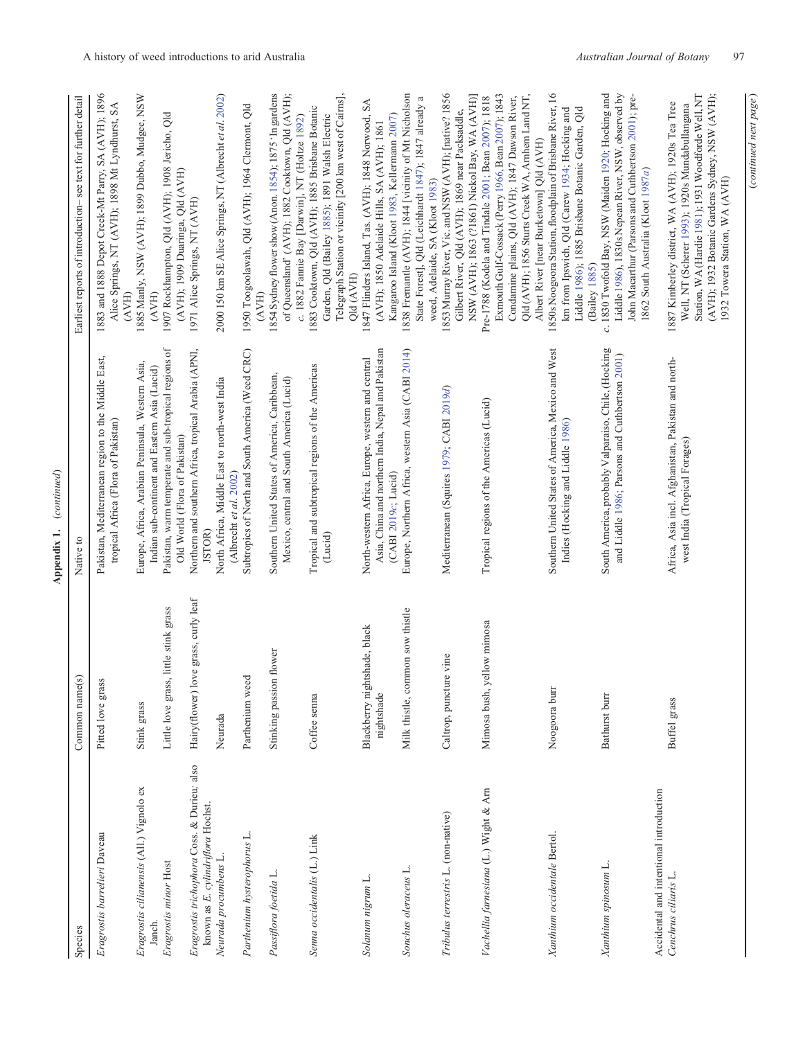**Appendix 1.** (*continued*)

| Species | Common name(s) | Native to | Earliest reports of introduction– see text for further detail |
|---|---|---|---|
| *Eragrostis barrelieri* Daveau | Pitted love grass | Pakistan, Mediterranean region to the Middle East, tropical Africa (Flora of Pakistan) | 1883 and 1888 Depot Creek-Mt Parry, SA (AVH); 1896 Alice Springs, NT (AVH); 1898 Mt Lyndhurst, SA (AVH) |
| *Eragrostis cilianensis* (All.) Vignolo ex Janch. | Stink grass | Europe, Africa, Arabian Peninsula, Western Asia, Indian sub-continent and Eastern Asia (Lucid) | 1885 Manly, NSW (AVH); 1899 Dubbo, Mudgee, NSW (AVH) |
| *Eragrostis minor* Host | Little love grass, little stink grass | Pakistan, warm temperate and sub-tropical regions of Old World (Flora of Pakistan) | 1907 Rockhampton, Qld (AVH); 1908 Jericho, Qld (AVH); 1909 Duaringa, Qld (AVH) |
| *Eragrostis trichophora* Coss. & Durieu; also known as *E. cylindriflora* Hochst. | Hairy(flower) love grass, curly leaf | Northern and southern Africa, tropical Arabia (APNI, JSTOR) | 1971 Alice Springs, NT (AVH) |
| *Neurada procumbens* L. | Neurada | North Africa, Middle East to north-west India (Albrecht *et al.* 2002) | 2000 150 km SE Alice Springs, NT (Albrecht *et al.* 2002) |
| *Parthenium hysterophorus* L. | Parthenium weed | Subtropics of North and South America (Weed CRC) | 1950 Toogoolawah, Qld (AVH); 1964 Clermont, Qld (AVH) |
| *Passiflora foetida* L. | Stinking passion flower | Southern United States of America, Caribbean, Mexico, central and South America (Lucid) | 1854 Sydney flower show (Anon. 1854); 1875 'In gardens of Queensland' (AVH); 1882 Cooktown, Qld (AVH); c. 1882 Fannie Bay [Darwin], NT (Holtze 1892) |
| *Senna occidentalis* (L.) Link | Coffee senna | Tropical and subtropical regions of the Americas (Lucid) | 1883 Cooktown, Qld (AVH); 1885 Brisbane Botanic Garden, Qld (Bailey 1885); 1891 Walsh Electric Telegraph Station or vicinity [200 km west of Cairns], Qld (AVH) |
| *Solanum nigrum* L. | Blackberry nightshade, black nightshade | North-western Africa, Europe, western and central Asia, China and northern India, Nepal and Pakistan (CABI 2019*c*; Lucid) | 1847 Flinders Island, Tas. (AVH); 1848 Norwood, SA (AVH); 1850 Adelaide Hills, SA (AVH); 1861 Kangaroo Island (Kloot 1983, Kellermann 2007) |
| *Sonchus oleraceus* L. | Milk thistle, common sow thistle | Europe, Northern Africa, western Asia (CABI 2014) | 1838 Fremantle (AVH); 1844 [vicinity of Mt Nicholson State Forest], Qld (Leichhardt 1847); 1847 already a weed, Adelaide, SA (Kloot 1983) |
| *Tribulus terrestris* L. (non-native) | Caltrop, puncture vine | Mediterranean (Squires 1979; CABI 2019*d*) | 1853 Murray River, Vic. and NSW (AVH); [native? 1856 Gilbert River, Qld (AVH); 1869 near Packsaddle, NSW (AVH); 1863 (?1861) Nickol Bay, WA (AVH)] |
| *Vachellia farnesiana* (L.) Wight & Arn | Mimosa bush, yellow mimosa | Tropical regions of the Americas (Lucid) | Pre-1788 (Kodela and Tindale 2001; Bean 2007); 1818 Exmouth Gulf-Cossack (Perry 1966, Bean 2007); 1843 Condamine plains, Qld (AVH); 1847 Dawson River, Qld (AVH); 1856 Sturts Creek WA, Arnhem Land NT, Albert River [near Burketown] Qld (AVH) |
| *Xanthium occidentale* Bertol. | Noogoora burr | Southern United States of America, Mexico and West Indies (Hocking and Liddle 1986) | 1850s Noogoora Station, floodplain of Brisbane River, 16 km from Ipswich, Qld (Carew 1934; Hocking and Liddle 1986); 1885 Brisbane Botanic Garden, Qld (Bailey 1885) |
| *Xanthium spinosum* L. | Bathurst burr | South America, probably Valparaiso, Chile, (Hocking and Liddle 1986; Parsons and Cuthbertson 2001) | c. 1830 Twofold Bay, NSW (Maiden 1920; Hocking and Liddle 1986), 1830s Nepean River, NSW, observed by John Macarthur (Parsons and Cuthbertson 2001); pre-1862 South Australia (Kloot 1987*a*) |
| Accidental and intentional introduction | | | |
| *Cenchrus ciliaris* L. | Buffel grass | Africa, Asia incl. Afghanistan, Pakistan and north-west India (Tropical Forages) | 1887 Kimberley district, WA (AVH); 1920s Tea Tree Well, NT (Scherer 1993); 1920s Mundabullangana Station, WA (Hardie 1981); 1931 Woodforde Well, NT (AVH); 1932 Botanic Gardens Sydney, NSW (AVH); 1932 Towera Station, WA (AVH) |

(*continued next page*)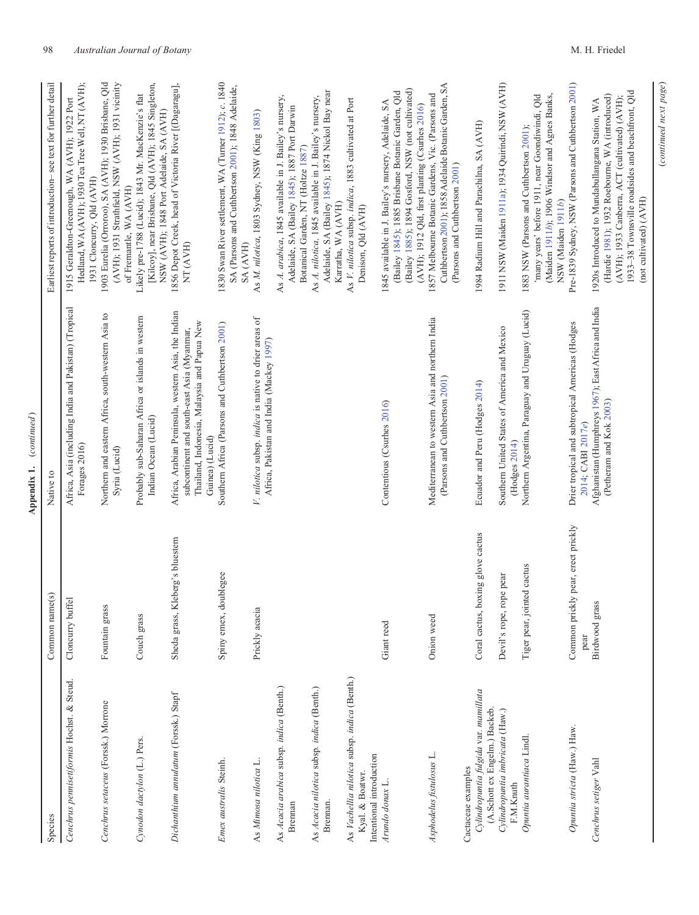**Appendix 1.** (*continued*)

| Species | Common name(s) | Native to | Earliest reports of introduction– see text for further detail |
|---|---|---|---|
| *Cenchrus pennisetiformis* Hochst. & Steud. | Cloncurry buffel | Africa, Asia (including India and Pakistan) (Tropical Forages 2016) | 1915 Geraldton-Greenough, WA (AVH); 1922 Port Hedland, WA (AVH); 1930 Tea Tree Well, NT (AVH); 1931 Cloncurry, Qld (AVH) |
| *Cenchrus setaceus* (Forssk.) Morrone | Fountain grass | Northern and eastern Africa, south-western Asia to Syria (Lucid) | 1903 Eurelia (Orroroo), SA (AVH); 1930 Brisbane, Qld (AVH); 1931 Strathfield, NSW (AVH); 1931 vicinity of Fremantle, WA (AVH) |
| *Cynodon dactylon* (L.) Pers. | Couch grass | Probably sub-Saharan Africa or islands in western Indian Ocean (Lucid) | Likely pre-1788 (Lucid); 1843 Mr. MacKenzie's flat [Kilcoy], near Brisbane, Qld (AVH); 1845 Singleton, NSW (AVH); 1848 Port Adelaide, SA (AVH) |
| *Dichanthium annulatum* (Forssk.) Stapf | Sheda grass, Kleberg's bluestem | Africa, Arabian Peninsula, western Asia, the Indian subcontinent and south-east Asia (Myanmar, Thailand, Indonesia, Malaysia and Papua New Guinea) (Lucid) | 1856 Depot Creek, head of Victoria River [Daguragu], NT (AVH) |
| *Emex australis* Steinh. | Spiny emex, doublegee | Southern Africa (Parsons and Cuthbertson 2001) | 1830 Swan River settlement, WA (Turner 1912); *c.* 1840 SA (Parsons and Cuthbertson 2001); 1848 Adelaide, SA (AVH) |
| As *Mimosa nilotica* L. | Prickly acacia | *V. nilotica* subsp. *indica* is native to drier areas of Africa, Pakistan and India (Mackey 1997) | As *M. nilotica*, 1803 Sydney, NSW (King 1803) |
| As *Acacia arabica* subsp. *indica* (Benth.) Brenan | | | As *A. arabica*, 1845 available in J. Bailey's nursery, Adelaide, SA (Bailey 1845); 1887 Port Darwin Botanical Garden, NT (Holtze 1887) |
| As *Acacia nilotica* subsp. *indica* (Benth.) Brenan. | | | As *A. nilotica*, 1845 available in J. Bailey's nursery, Adelaide, SA (Bailey 1845); 1874 Nickol Bay near Karratha, WA (AVH) |
| As *Vachellia nilotica* subsp. *indica* (Benth.) Kyal. & Boatwr. | | | As *V. nilotica* subsp. *indica*, 1883 cultivated at Port Denison, Qld (AVH) |
| Intentional introduction | | | |
| *Arundo donax* L. | Giant reed | Contentious (Csurhes 2016) | 1845 available in J. Bailey's nursery, Adelaide, SA (Bailey 1845); 1885 Brisbane Botanic Garden, Qld (Bailey 1885); 1894 Gosford, NSW (not cultivated) (AVH); 1912 Qld, first planting (Csurhes 2016) |
| *Asphodelus fistulosus* L. | Onion weed | Mediterranean to western Asia and northern India (Parsons and Cuthbertson 2001) | 1857 Melbourne Botanic Gardens, Vic. (Parsons and Cuthbertson 2001); 1858 Adelaide Botanic Garden, SA (Parsons and Cuthbertson 2001) |
| Cactaceae examples | | | |
| *Cylindropuntia fulgida* var. *mamillata* (A.Schott ex Engelm.) Backeb. | Coral cactus, boxing glove cactus | Ecuador and Peru (Hodges 2014) | 1984 Radium Hill and Parachilna, SA (AVH) |
| *Cylindropuntia imbricata* (Haw.) F.M.Knuth | Devil's rope, rope pear | Southern United States of America and Mexico (Hodges 2014) | 1911 NSW (Maiden 1911*a*); 1934 Quirindi, NSW (AVH) |
| *Opuntia aurantiaca* Lindl. | Tiger pear, jointed cactus | Northern Argentina, Paraguay and Uruguay (Lucid) | 1883 NSW (Parsons and Cuthbertson 2001); 'many years' before 1911, near Goondiwindi, Qld (Maiden 1911*b*); 1906 Windsor and Agnes Banks, NSW (Maiden 1911*b*) |
| *Opuntia stricta* (Haw.) Haw. | Common prickly pear, erect prickly pear | Drier tropical and subtropical Americas (Hodges 2014; CABI 2017*e*) | Pre-1839 Sydney, NSW (Parsons and Cuthbertson 2001) |
| *Cenchrus setiger* Vahl | Birdwood grass | Afghanistan (Humphreys 1967); East Africa and India (Petheram and Kok 2003) | 1920s Introduced to Mundabullangana Station, WA (Hardie 1981); 1932 Roebourne, WA (introduced) (AVH); 1933 Canberra, ACT (cultivated) (AVH); 1933–38 Townsville roadsides and beachfront, Qld (not cultivated) (AVH) |

(*continued next page*)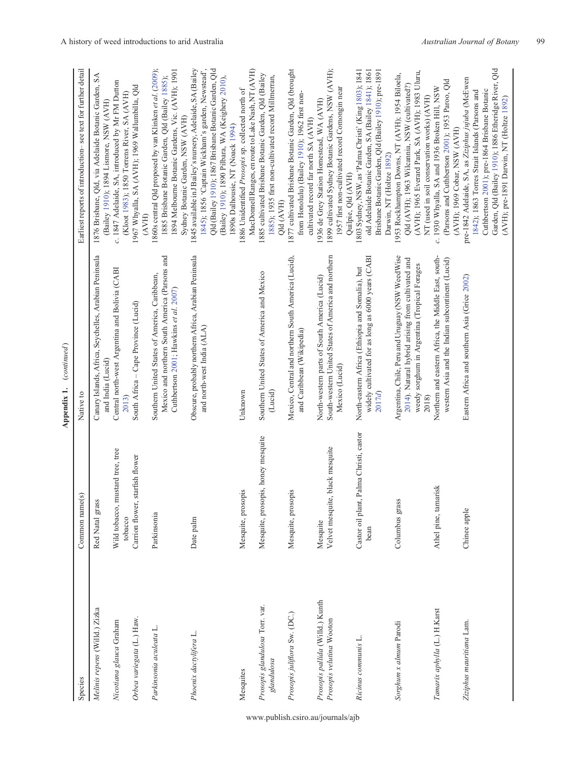**Appendix 1.** (*continued*)

| Species | Common name(s) | Native to | Earliest reports of introduction– see text for further detail |
|---|---|---|---|
| *Melinis repens* (Willd.) Zizka | Red Natal grass | Canary Islands, Africa, Seychelles, Arabian Peninsula and India (Lucid) | 1876 Brisbane, Qld, via Adelaide Botanic Garden, SA (Bailey 1910); 1894 Lismore, NSW (AVH) |
| *Nicotiana glauca* Graham | Wild tobacco, mustard tree, tree tobacco | Central north-west Argentina and Bolivia (CABI 2013) | *c*. 1847 Adelaide, SA, introduced by Mr FM Dutton (Kloot 1983); 1850 Torrens River, SA (AVH) |
| *Orbea variegata* (L.) Haw. | Carrion flower, starfish flower | South Africa – Cape Province (Lucid) | 1967 Whyalla, SA (AVH); 1969 Wallumbilla, Qld (AVH) |
| *Parkinsonia aculeata* L. | Parkinsonia | Southern United States of America, Caribbean, Mexico and northern South America (Parsons and Cuthbertson 2001; Hawkins *et al*. 2007) | 1860s central Qld proposed by van Klinken *et al*. (2009); 1885 Brisbane Botanic Garden, Qld (Bailey 1885); 1894 Melbourne Botanic Gardens, Vic. (AVH); 1901 Sydney Botanic Garden, NSW (AVH) |
| *Phoenix dactylifera* L. | Date palm | Obscure, probably northern Africa, Arabian Peninsula and north-west India (ALA) | 1845 available in J Bailey's nursery, Adelaide, SA (Bailey 1845); 1856 'Captain Wickham's garden, Newstead', Qld (Bailey 1910); 1867 Brisbane Botanic Garden, Qld (Bailey 1910); 1890 Pilbara, WA (Keighery 2010), 1890s Dalhousie, NT (Noack 1994) |
| Mesquites | Mesquite, prosopis | Unknown | 1886 Unidentified *Prosopis* sp. collected north of MacDonnell Ranges, en route to Lake Nash, NT (AVH) |
| *Prosopis glandulosa* Torr. var. *glandulosa* | Mesquite, prosopis, honey mesquite | Southern United States of America and Mexico (Lucid) | 1885 cultivated Brisbane Botanic Garden, Qld (Bailey 1885); 1935 first non-cultivated record Millmerran, Qld (AVH) |
| *Prosopis juliflora* Sw. (DC.) | Mesquite, prosopis | Mexico, Central and northern South America (Lucid), and Caribbean (Wikipedia) | 1877 cultivated Brisbane Botanic Garden, Qld (brought from Honolulu) (Bailey 1910); 1962 first non-cultivated record far north SA (AVH) |
| *Prosopis pallida* (Willd.) Kunth | Mesquite | North-western parts of South America (Lucid) | 1936 de Grey Station Homestead, WA (AVH) |
| *Prosopis velutina* Wooton | Velvet mesquite, black mesquite | South-western United States of America and northern Mexico (Lucid) | 1899 cultivated Sydney Botanic Gardens, NSW (AVH); 1957 first non-cultivated record Comongin near Quilpie, Qld (AVH) |
| *Ricinus communis* L. | Castor oil plant, Palma Christi, castor bean | North-eastern Africa (Ethiopia and Somalia), but widely cultivated for as long as 6000 years (CABI 2017*d*) | 1803 Sydney, NSW, as 'Palma Christi' (King 1803); 1841 old Adelaide Botanic Garden, SA (Bailey 1841); 1861 Brisbane Botanic Garden, Qld (Bailey 1910); pre-1891 Darwin, NT (Holtze 1892) |
| *Sorghum x almum* Parodi | Columbus grass | Argentina, Chile, Peru and Uruguay (NSW WeedWise 2014). Natural hybrid arising from cultivated and weedy sorghum in Argentina (Tropical Forages 2018) | 1953 Rockhampton Downs, NT (AVH); 1954 Biloela, Qld (AVH); 1963 Wilcannia, NSW (cultivated?) (AVH); 1965 Everard Park, SA (AVH); 1983 Uluru, NT (used in soil conservation works) (AVH) |
| *Tamarix aphylla* (L.) H.Karst | Athel pine, tamarisk | Northern and eastern Africa, the Middle East, south-western Asia and the Indian subcontinent (Lucid) | *c*. 1930 Whyalla, SA and 1936 Broken Hill, NSW (Parsons and Cuthbertson 2001); 1953 Paroo, Qld (AVH); 1969 Cobar, NSW (AVH) |
| *Ziziphus mauritiana* Lam. | Chinee apple | Eastern Africa and southern Asia (Grice 2002) | pre-1842 Adelaide, SA, as *Ziziphus jujuba* (McEwen 1842); 1863 Torres Strait Islands (Parsons and Cuthbertson 2001); pre-1864 Brisbane Botanic Garden, Qld (Bailey 1910); 1886 Etheridge River, Qld (AVH); pre-1891 Darwin, NT (Holtze 1892) |